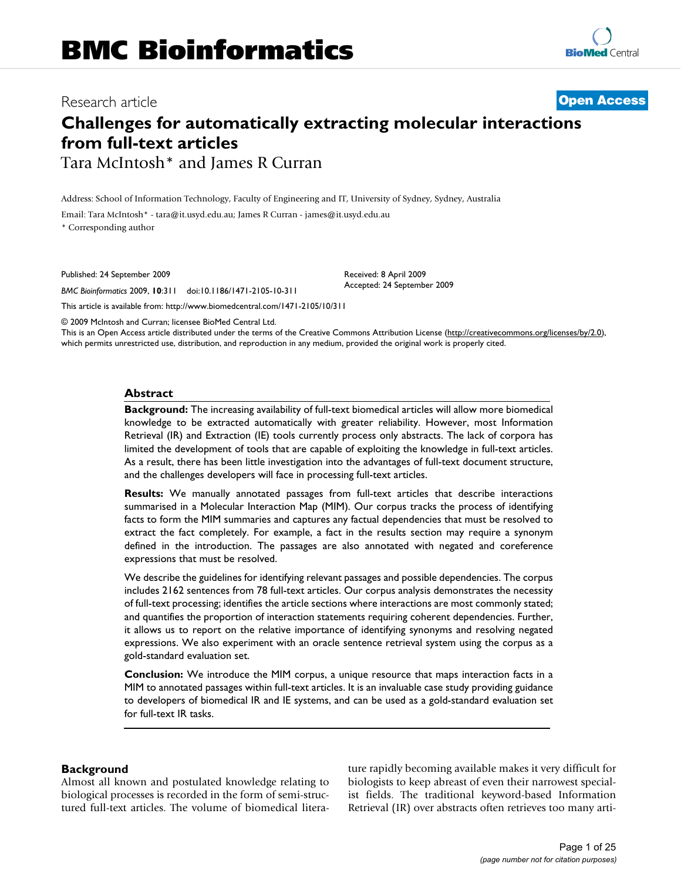# BMC Bioinformatics

Research article

**Open Access**

# Challenges for automatically extracting molecular interactions from full-text articles

Tara McIntosh* and James R Curran

Address: School of Information Technology, Faculty of Engineering and IT, University of Sydney, Sydney, Australia

Email: Tara McIntosh* - tara@it.usyd.edu.au; James R Curran - james@it.usyd.edu.au

\* Corresponding author

Published: 24 September 2009

*BMC Bioinformatics* 2009, **10**:311 doi:10.1186/1471-2105-10-311

Received: 8 April 2009
Accepted: 24 September 2009

This article is available from: http://www.biomedcentral.com/1471-2105/10/311

© 2009 McIntosh and Curran; licensee BioMed Central Ltd.

This is an Open Access article distributed under the terms of the Creative Commons Attribution License (http://creativecommons.org/licenses/by/2.0), which permits unrestricted use, distribution, and reproduction in any medium, provided the original work is properly cited.

## Abstract

**Background:** The increasing availability of full-text biomedical articles will allow more biomedical knowledge to be extracted automatically with greater reliability. However, most Information Retrieval (IR) and Extraction (IE) tools currently process only abstracts. The lack of corpora has limited the development of tools that are capable of exploiting the knowledge in full-text articles. As a result, there has been little investigation into the advantages of full-text document structure, and the challenges developers will face in processing full-text articles.

**Results:** We manually annotated passages from full-text articles that describe interactions summarised in a Molecular Interaction Map (MIM). Our corpus tracks the process of identifying facts to form the MIM summaries and captures any factual dependencies that must be resolved to extract the fact completely. For example, a fact in the results section may require a synonym defined in the introduction. The passages are also annotated with negated and coreference expressions that must be resolved.

We describe the guidelines for identifying relevant passages and possible dependencies. The corpus includes 2162 sentences from 78 full-text articles. Our corpus analysis demonstrates the necessity of full-text processing; identifies the article sections where interactions are most commonly stated; and quantifies the proportion of interaction statements requiring coherent dependencies. Further, it allows us to report on the relative importance of identifying synonyms and resolving negated expressions. We also experiment with an oracle sentence retrieval system using the corpus as a gold-standard evaluation set.

**Conclusion:** We introduce the MIM corpus, a unique resource that maps interaction facts in a MIM to annotated passages within full-text articles. It is an invaluable case study providing guidance to developers of biomedical IR and IE systems, and can be used as a gold-standard evaluation set for full-text IR tasks.

## Background

Almost all known and postulated knowledge relating to biological processes is recorded in the form of semi-structured full-text articles. The volume of biomedical literature rapidly becoming available makes it very difficult for biologists to keep abreast of even their narrowest specialist fields. The traditional keyword-based Information Retrieval (IR) over abstracts often retrieves too many arti-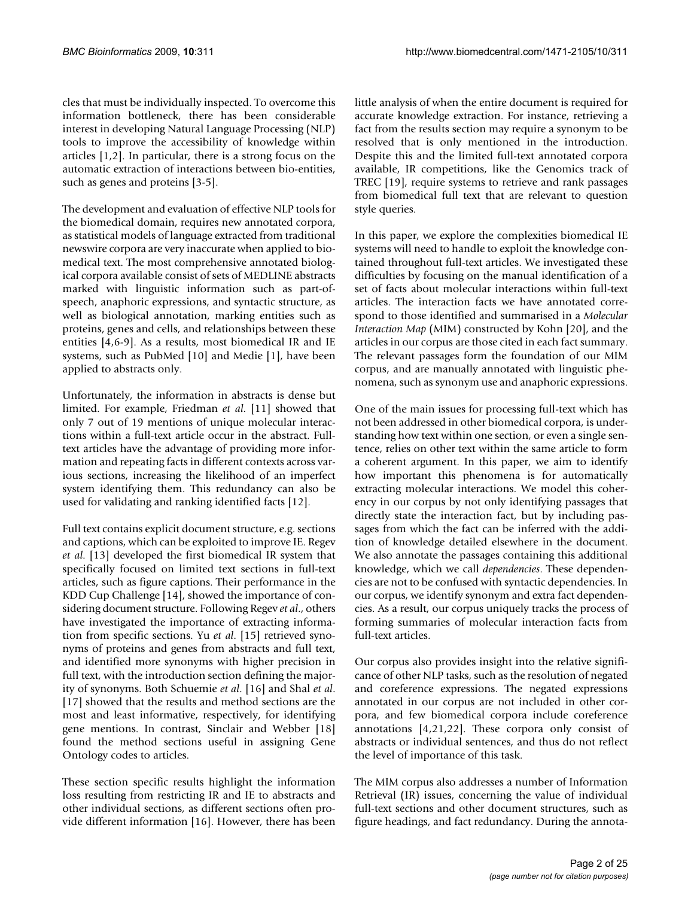cles that must be individually inspected. To overcome this information bottleneck, there has been considerable interest in developing Natural Language Processing (NLP) tools to improve the accessibility of knowledge within articles [1,2]. In particular, there is a strong focus on the automatic extraction of interactions between bio-entities, such as genes and proteins [3-5].

The development and evaluation of effective NLP tools for the biomedical domain, requires new annotated corpora, as statistical models of language extracted from traditional newswire corpora are very inaccurate when applied to biomedical text. The most comprehensive annotated biological corpora available consist of sets of MEDLINE abstracts marked with linguistic information such as part-of-speech, anaphoric expressions, and syntactic structure, as well as biological annotation, marking entities such as proteins, genes and cells, and relationships between these entities [4,6-9]. As a results, most biomedical IR and IE systems, such as PubMed [10] and Medie [1], have been applied to abstracts only.

Unfortunately, the information in abstracts is dense but limited. For example, Friedman *et al.* [11] showed that only 7 out of 19 mentions of unique molecular interactions within a full-text article occur in the abstract. Full-text articles have the advantage of providing more information and repeating facts in different contexts across various sections, increasing the likelihood of an imperfect system identifying them. This redundancy can also be used for validating and ranking identified facts [12].

Full text contains explicit document structure, e.g. sections and captions, which can be exploited to improve IE. Regev *et al.* [13] developed the first biomedical IR system that specifically focused on limited text sections in full-text articles, such as figure captions. Their performance in the KDD Cup Challenge [14], showed the importance of considering document structure. Following Regev *et al.*, others have investigated the importance of extracting information from specific sections. Yu *et al.* [15] retrieved synonyms of proteins and genes from abstracts and full text, and identified more synonyms with higher precision in full text, with the introduction section defining the majority of synonyms. Both Schuemie *et al.* [16] and Shal *et al.* [17] showed that the results and method sections are the most and least informative, respectively, for identifying gene mentions. In contrast, Sinclair and Webber [18] found the method sections useful in assigning Gene Ontology codes to articles.

These section specific results highlight the information loss resulting from restricting IR and IE to abstracts and other individual sections, as different sections often provide different information [16]. However, there has been little analysis of when the entire document is required for accurate knowledge extraction. For instance, retrieving a fact from the results section may require a synonym to be resolved that is only mentioned in the introduction. Despite this and the limited full-text annotated corpora available, IR competitions, like the Genomics track of TREC [19], require systems to retrieve and rank passages from biomedical full text that are relevant to question style queries.

In this paper, we explore the complexities biomedical IE systems will need to handle to exploit the knowledge contained throughout full-text articles. We investigated these difficulties by focusing on the manual identification of a set of facts about molecular interactions within full-text articles. The interaction facts we have annotated correspond to those identified and summarised in a *Molecular Interaction Map* (MIM) constructed by Kohn [20], and the articles in our corpus are those cited in each fact summary. The relevant passages form the foundation of our MIM corpus, and are manually annotated with linguistic phenomena, such as synonym use and anaphoric expressions.

One of the main issues for processing full-text which has not been addressed in other biomedical corpora, is understanding how text within one section, or even a single sentence, relies on other text within the same article to form a coherent argument. In this paper, we aim to identify how important this phenomena is for automatically extracting molecular interactions. We model this coherency in our corpus by not only identifying passages that directly state the interaction fact, but by including passages from which the fact can be inferred with the addition of knowledge detailed elsewhere in the document. We also annotate the passages containing this additional knowledge, which we call *dependencies*. These dependencies are not to be confused with syntactic dependencies. In our corpus, we identify synonym and extra fact dependencies. As a result, our corpus uniquely tracks the process of forming summaries of molecular interaction facts from full-text articles.

Our corpus also provides insight into the relative significance of other NLP tasks, such as the resolution of negated and coreference expressions. The negated expressions annotated in our corpus are not included in other corpora, and few biomedical corpora include coreference annotations [4,21,22]. These corpora only consist of abstracts or individual sentences, and thus do not reflect the level of importance of this task.

The MIM corpus also addresses a number of Information Retrieval (IR) issues, concerning the value of individual full-text sections and other document structures, such as figure headings, and fact redundancy. During the annota-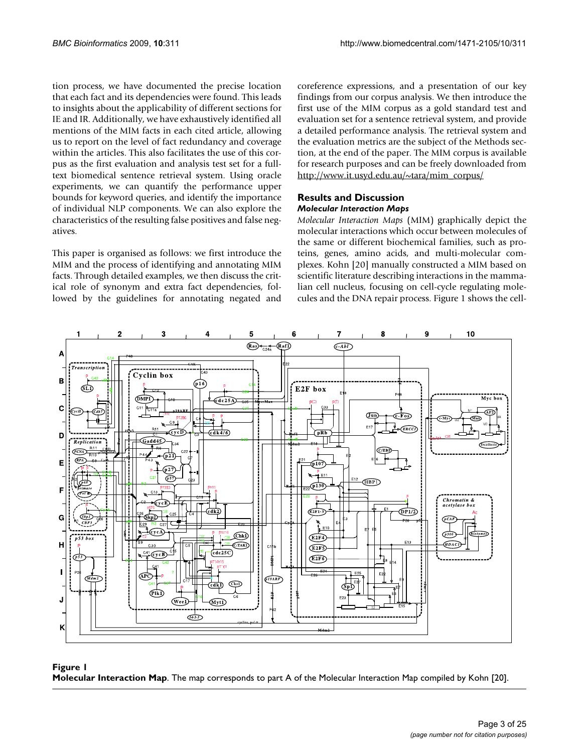tion process, we have documented the precise location that each fact and its dependencies were found. This leads to insights about the applicability of different sections for IE and IR. Additionally, we have exhaustively identified all mentions of the MIM facts in each cited article, allowing us to report on the level of fact redundancy and coverage within the articles. This also facilitates the use of this corpus as the first evaluation and analysis test set for a full-text biomedical sentence retrieval system. Using oracle experiments, we can quantify the performance upper bounds for keyword queries, and identify the importance of individual NLP components. We can also explore the characteristics of the resulting false positives and false negatives.

This paper is organised as follows: we first introduce the MIM and the process of identifying and annotating MIM facts. Through detailed examples, we then discuss the critical role of synonym and extra fact dependencies, followed by the guidelines for annotating negated and coreference expressions, and a presentation of our key findings from our corpus analysis. We then introduce the first use of the MIM corpus as a gold standard test and evaluation set for a sentence retrieval system, and provide a detailed performance analysis. The retrieval system and the evaluation metrics are the subject of the Methods section, at the end of the paper. The MIM corpus is available for research purposes and can be freely downloaded from http://www.it.usyd.edu.au/~tara/mim_corpus/

## Results and Discussion

### *Molecular Interaction Maps*

*Molecular Interaction Maps* (MIM) graphically depict the molecular interactions which occur between molecules of the same or different biochemical families, such as proteins, genes, amino acids, and multi-molecular complexes. Kohn [20] manually constructed a MIM based on scientific literature describing interactions in the mammalian cell nucleus, focusing on cell-cycle regulating molecules and the DNA repair process. Figure 1 shows the cell-

**Figure 1**
**Molecular Interaction Map**. The map corresponds to part A of the Molecular Interaction Map compiled by Kohn [20].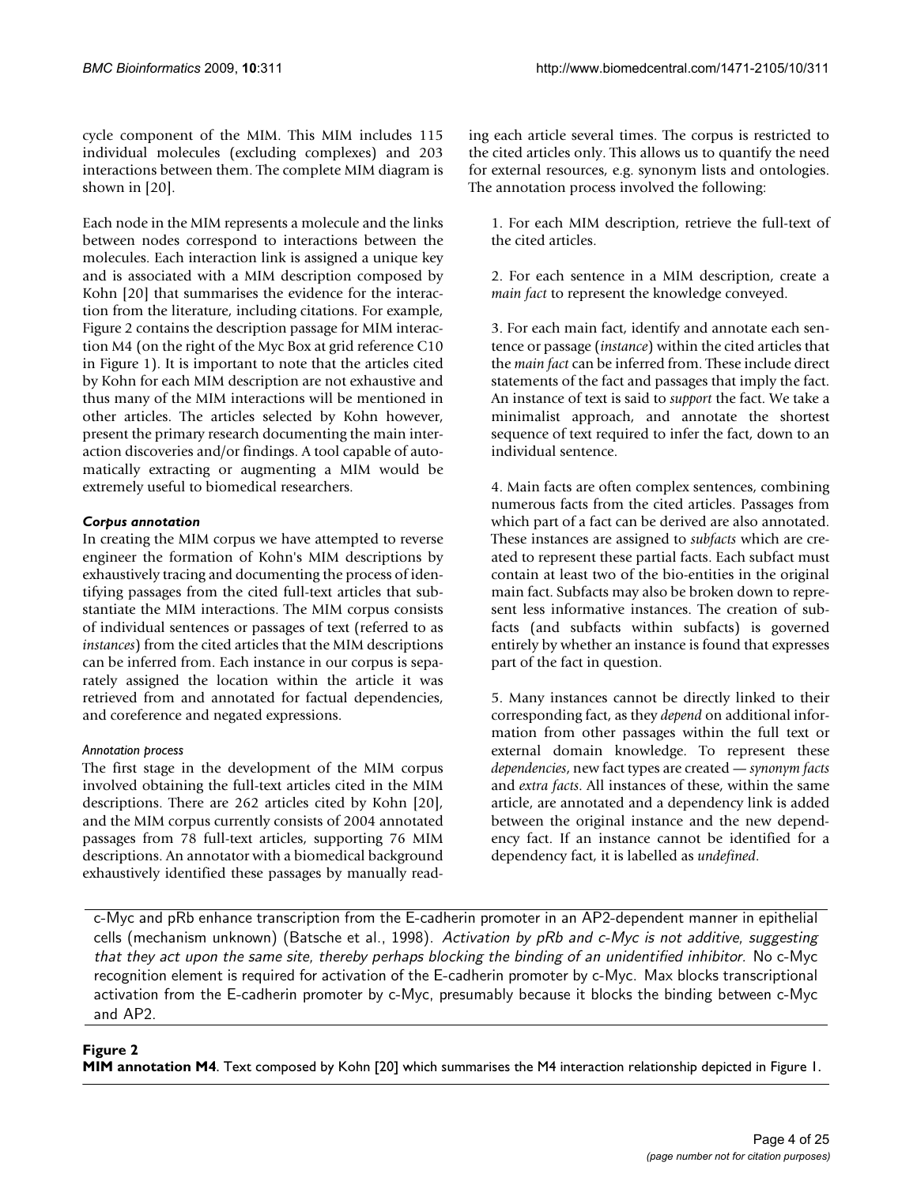cycle component of the MIM. This MIM includes 115 individual molecules (excluding complexes) and 203 interactions between them. The complete MIM diagram is shown in [20].

Each node in the MIM represents a molecule and the links between nodes correspond to interactions between the molecules. Each interaction link is assigned a unique key and is associated with a MIM description composed by Kohn [20] that summarises the evidence for the interaction from the literature, including citations. For example, Figure 2 contains the description passage for MIM interaction M4 (on the right of the Myc Box at grid reference C10 in Figure 1). It is important to note that the articles cited by Kohn for each MIM description are not exhaustive and thus many of the MIM interactions will be mentioned in other articles. The articles selected by Kohn however, present the primary research documenting the main interaction discoveries and/or findings. A tool capable of automatically extracting or augmenting a MIM would be extremely useful to biomedical researchers.

### *Corpus annotation*

In creating the MIM corpus we have attempted to reverse engineer the formation of Kohn's MIM descriptions by exhaustively tracing and documenting the process of identifying passages from the cited full-text articles that substantiate the MIM interactions. The MIM corpus consists of individual sentences or passages of text (referred to as *instances*) from the cited articles that the MIM descriptions can be inferred from. Each instance in our corpus is separately assigned the location within the article it was retrieved from and annotated for factual dependencies, and coreference and negated expressions.

#### *Annotation process*

The first stage in the development of the MIM corpus involved obtaining the full-text articles cited in the MIM descriptions. There are 262 articles cited by Kohn [20], and the MIM corpus currently consists of 2004 annotated passages from 78 full-text articles, supporting 76 MIM descriptions. An annotator with a biomedical background exhaustively identified these passages by manually reading each article several times. The corpus is restricted to the cited articles only. This allows us to quantify the need for external resources, e.g. synonym lists and ontologies. The annotation process involved the following:

1. For each MIM description, retrieve the full-text of the cited articles.

2. For each sentence in a MIM description, create a *main fact* to represent the knowledge conveyed.

3. For each main fact, identify and annotate each sentence or passage (*instance*) within the cited articles that the *main fact* can be inferred from. These include direct statements of the fact and passages that imply the fact. An instance of text is said to *support* the fact. We take a minimalist approach, and annotate the shortest sequence of text required to infer the fact, down to an individual sentence.

4. Main facts are often complex sentences, combining numerous facts from the cited articles. Passages from which part of a fact can be derived are also annotated. These instances are assigned to *subfacts* which are created to represent these partial facts. Each subfact must contain at least two of the bio-entities in the original main fact. Subfacts may also be broken down to represent less informative instances. The creation of subfacts (and subfacts within subfacts) is governed entirely by whether an instance is found that expresses part of the fact in question.

5. Many instances cannot be directly linked to their corresponding fact, as they *depend* on additional information from other passages within the full text or external domain knowledge. To represent these *dependencies*, new fact types are created — *synonym facts* and *extra facts*. All instances of these, within the same article, are annotated and a dependency link is added between the original instance and the new dependency fact. If an instance cannot be identified for a dependency fact, it is labelled as *undefined*.

---

c-Myc and pRb enhance transcription from the E-cadherin promoter in an AP2-dependent manner in epithelial cells (mechanism unknown) (Batsche et al., 1998). *Activation by pRb and c-Myc is not additive, suggesting that they act upon the same site, thereby perhaps blocking the binding of an unidentified inhibitor.* No c-Myc recognition element is required for activation of the E-cadherin promoter by c-Myc. Max blocks transcriptional activation from the E-cadherin promoter by c-Myc, presumably because it blocks the binding between c-Myc and AP2.

---

**Figure 2**
**MIM annotation M4**. Text composed by Kohn [20] which summarises the M4 interaction relationship depicted in Figure 1.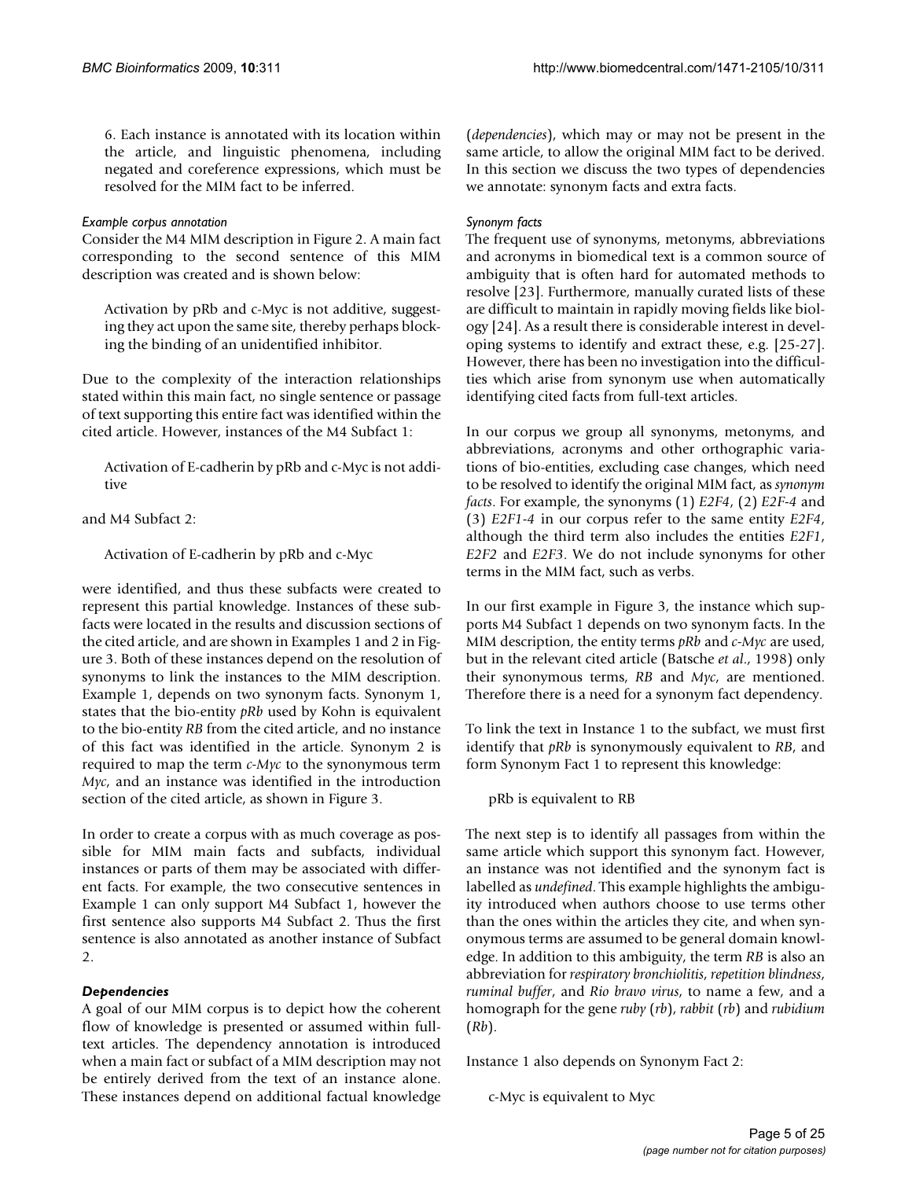6. Each instance is annotated with its location within the article, and linguistic phenomena, including negated and coreference expressions, which must be resolved for the MIM fact to be inferred.

#### *Example corpus annotation*

Consider the M4 MIM description in Figure 2. A main fact corresponding to the second sentence of this MIM description was created and is shown below:

> Activation by pRb and c-Myc is not additive, suggesting they act upon the same site, thereby perhaps blocking the binding of an unidentified inhibitor.

Due to the complexity of the interaction relationships stated within this main fact, no single sentence or passage of text supporting this entire fact was identified within the cited article. However, instances of the M4 Subfact 1:

> Activation of E-cadherin by pRb and c-Myc is not additive

and M4 Subfact 2:

> Activation of E-cadherin by pRb and c-Myc

were identified, and thus these subfacts were created to represent this partial knowledge. Instances of these subfacts were located in the results and discussion sections of the cited article, and are shown in Examples 1 and 2 in Figure 3. Both of these instances depend on the resolution of synonyms to link the instances to the MIM description. Example 1, depends on two synonym facts. Synonym 1, states that the bio-entity *pRb* used by Kohn is equivalent to the bio-entity *RB* from the cited article, and no instance of this fact was identified in the article. Synonym 2 is required to map the term *c-Myc* to the synonymous term *Myc*, and an instance was identified in the introduction section of the cited article, as shown in Figure 3.

In order to create a corpus with as much coverage as possible for MIM main facts and subfacts, individual instances or parts of them may be associated with different facts. For example, the two consecutive sentences in Example 1 can only support M4 Subfact 1, however the first sentence also supports M4 Subfact 2. Thus the first sentence is also annotated as another instance of Subfact 2.

### *Dependencies*

A goal of our MIM corpus is to depict how the coherent flow of knowledge is presented or assumed within full-text articles. The dependency annotation is introduced when a main fact or subfact of a MIM description may not be entirely derived from the text of an instance alone. These instances depend on additional factual knowledge (*dependencies*), which may or may not be present in the same article, to allow the original MIM fact to be derived. In this section we discuss the two types of dependencies we annotate: synonym facts and extra facts.

#### *Synonym facts*

The frequent use of synonyms, metonyms, abbreviations and acronyms in biomedical text is a common source of ambiguity that is often hard for automated methods to resolve [23]. Furthermore, manually curated lists of these are difficult to maintain in rapidly moving fields like biology [24]. As a result there is considerable interest in developing systems to identify and extract these, e.g. [25-27]. However, there has been no investigation into the difficulties which arise from synonym use when automatically identifying cited facts from full-text articles.

In our corpus we group all synonyms, metonyms, and abbreviations, acronyms and other orthographic variations of bio-entities, excluding case changes, which need to be resolved to identify the original MIM fact, as *synonym facts*. For example, the synonyms (1) *E2F4*, (2) *E2F-4* and (3) *E2F1-4* in our corpus refer to the same entity *E2F4*, although the third term also includes the entities *E2F1*, *E2F2* and *E2F3*. We do not include synonyms for other terms in the MIM fact, such as verbs.

In our first example in Figure 3, the instance which supports M4 Subfact 1 depends on two synonym facts. In the MIM description, the entity terms *pRb* and *c-Myc* are used, but in the relevant cited article (Batsche *et al.*, 1998) only their synonymous terms, *RB* and *Myc*, are mentioned. Therefore there is a need for a synonym fact dependency.

To link the text in Instance 1 to the subfact, we must first identify that *pRb* is synonymously equivalent to *RB*, and form Synonym Fact 1 to represent this knowledge:

> pRb is equivalent to RB

The next step is to identify all passages from within the same article which support this synonym fact. However, an instance was not identified and the synonym fact is labelled as *undefined*. This example highlights the ambiguity introduced when authors choose to use terms other than the ones within the articles they cite, and when synonymous terms are assumed to be general domain knowledge. In addition to this ambiguity, the term *RB* is also an abbreviation for *respiratory bronchiolitis*, *repetition blindness*, *ruminal buffer*, and *Rio bravo virus*, to name a few, and a homograph for the gene *ruby* (*rb*), *rabbit* (*rb*) and *rubidium* (*Rb*).

Instance 1 also depends on Synonym Fact 2:

> c-Myc is equivalent to Myc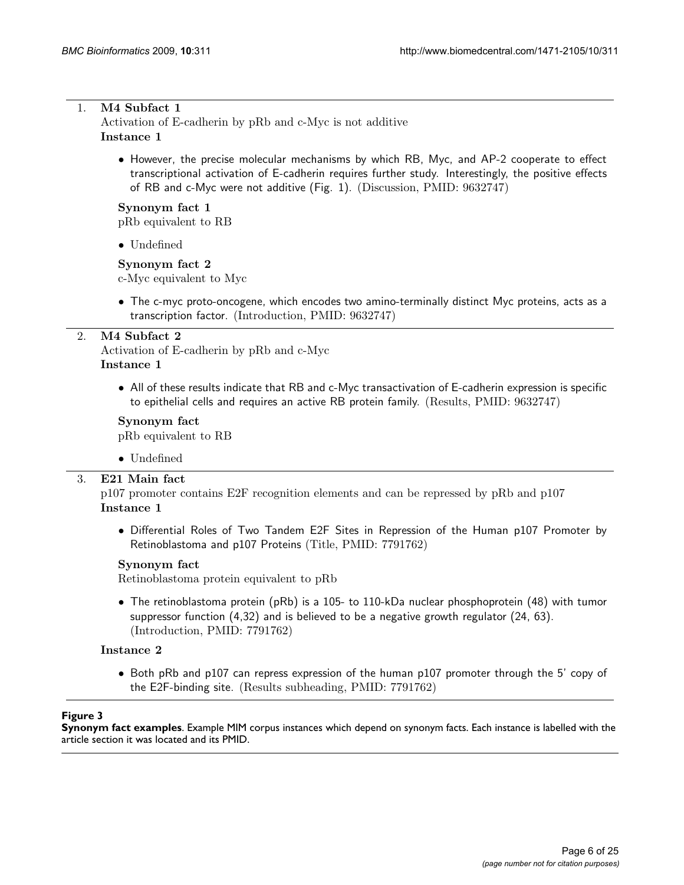1. **M4 Subfact 1**

   Activation of E-cadherin by pRb and c-Myc is not additive

   **Instance 1**

   - However, the precise molecular mechanisms by which RB, Myc, and AP-2 cooperate to effect transcriptional activation of E-cadherin requires further study. Interestingly, the positive effects of RB and c-Myc were not additive (Fig. 1). (Discussion, PMID: 9632747)

   **Synonym fact 1**

   pRb equivalent to RB

   - Undefined

   **Synonym fact 2**

   c-Myc equivalent to Myc

   - The c-myc proto-oncogene, which encodes two amino-terminally distinct Myc proteins, acts as a transcription factor. (Introduction, PMID: 9632747)

2. **M4 Subfact 2**

   Activation of E-cadherin by pRb and c-Myc

   **Instance 1**

   - All of these results indicate that RB and c-Myc transactivation of E-cadherin expression is specific to epithelial cells and requires an active RB protein family. (Results, PMID: 9632747)

   **Synonym fact**

   pRb equivalent to RB

   - Undefined

3. **E21 Main fact**

   p107 promoter contains E2F recognition elements and can be repressed by pRb and p107

   **Instance 1**

   - Differential Roles of Two Tandem E2F Sites in Repression of the Human p107 Promoter by Retinoblastoma and p107 Proteins (Title, PMID: 7791762)

   **Synonym fact**

   Retinoblastoma protein equivalent to pRb

   - The retinoblastoma protein (pRb) is a 105- to 110-kDa nuclear phosphoprotein (48) with tumor suppressor function (4,32) and is believed to be a negative growth regulator (24, 63). (Introduction, PMID: 7791762)

   **Instance 2**

   - Both pRb and p107 can repress expression of the human p107 promoter through the 5' copy of the E2F-binding site. (Results subheading, PMID: 7791762)

**Figure 3**
**Synonym fact examples**. Example MIM corpus instances which depend on synonym facts. Each instance is labelled with the article section it was located and its PMID.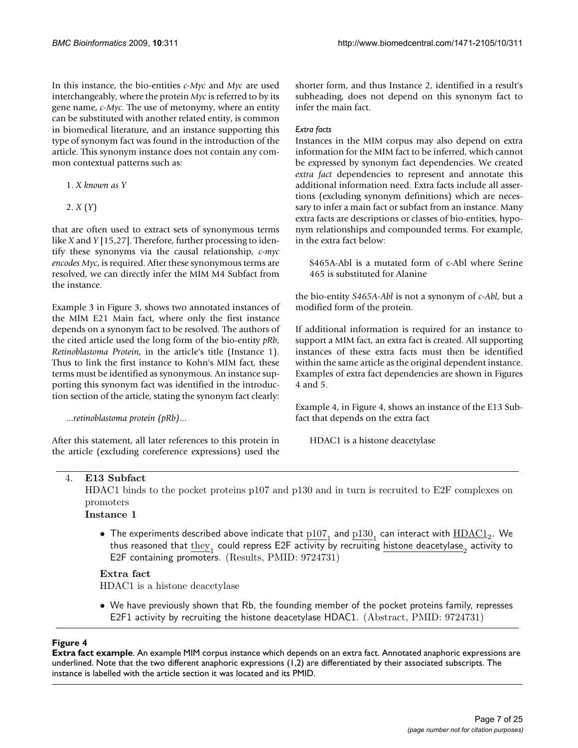In this instance, the bio-entities *c-Myc* and *Myc* are used interchangeably, where the protein *Myc* is referred to by its gene name, *c-Myc*. The use of metonymy, where an entity can be substituted with another related entity, is common in biomedical literature, and an instance supporting this type of synonym fact was found in the introduction of the article. This synonym instance does not contain any common contextual patterns such as:

1. *X known as Y*
2. *X* (*Y*)

that are often used to extract sets of synonymous terms like *X* and *Y* [15,27]. Therefore, further processing to identify these synonyms via the causal relationship, *c-myc encodes Myc*, is required. After these synonymous terms are resolved, we can directly infer the MIM M4 Subfact from the instance.

Example 3 in Figure 3, shows two annotated instances of the MIM E21 Main fact, where only the first instance depends on a synonym fact to be resolved. The authors of the cited article used the long form of the bio-entity *pRb*, *Retinoblastoma Protein*, in the article's title (Instance 1). Thus to link the first instance to Kohn's MIM fact, these terms must be identified as synonymous. An instance supporting this synonym fact was identified in the introduction section of the article, stating the synonym fact clearly:

> *...retinoblastoma protein (pRb)...*

After this statement, all later references to this protein in the article (excluding coreference expressions) used the shorter form, and thus Instance 2, identified in a result's subheading, does not depend on this synonym fact to infer the main fact.

### *Extra facts*

Instances in the MIM corpus may also depend on extra information for the MIM fact to be inferred, which cannot be expressed by synonym fact dependencies. We created *extra fact* dependencies to represent and annotate this additional information need. Extra facts include all assertions (excluding synonym definitions) which are necessary to infer a main fact or subfact from an instance. Many extra facts are descriptions or classes of bio-entities, hyponym relationships and compounded terms. For example, in the extra fact below:

> S465A-Abl is a mutated form of c-Abl where Serine 465 is substituted for Alanine

the bio-entity *S465A-Abl* is not a synonym of *c-Abl*, but a modified form of the protein.

If additional information is required for an instance to support a MIM fact, an extra fact is created. All supporting instances of these extra facts must then be identified within the same article as the original dependent instance. Examples of extra fact dependencies are shown in Figures 4 and 5.

Example 4, in Figure 4, shows an instance of the E13 Subfact that depends on the extra fact

> HDAC1 is a histone deacetylase

4. **E13 Subfact**
   HDAC1 binds to the pocket proteins p107 and p130 and in turn is recruited to E2F complexes on promoters
   **Instance 1**
   - The experiments described above indicate that $\underline{\text{p107}}_1$ and $\underline{\text{p130}}_1$ can interact with $\underline{\text{HDAC1}}_2$. We thus reasoned that $\underline{\text{they}}_1$ could repress E2F activity by recruiting $\underline{\text{histone deacetylase}}_2$ activity to E2F containing promoters. (Results, PMID: 9724731)

   **Extra fact**
   HDAC1 is a histone deacetylase
   - We have previously shown that Rb, the founding member of the pocket proteins family, represses E2F1 activity by recruiting the histone deacetylase HDAC1. (Abstract, PMID: 9724731)

**Figure 4**
**Extra fact example**. An example MIM corpus instance which depends on an extra fact. Annotated anaphoric expressions are underlined. Note that the two different anaphoric expressions (1,2) are differentiated by their associated subscripts. The instance is labelled with the article section it was located and its PMID.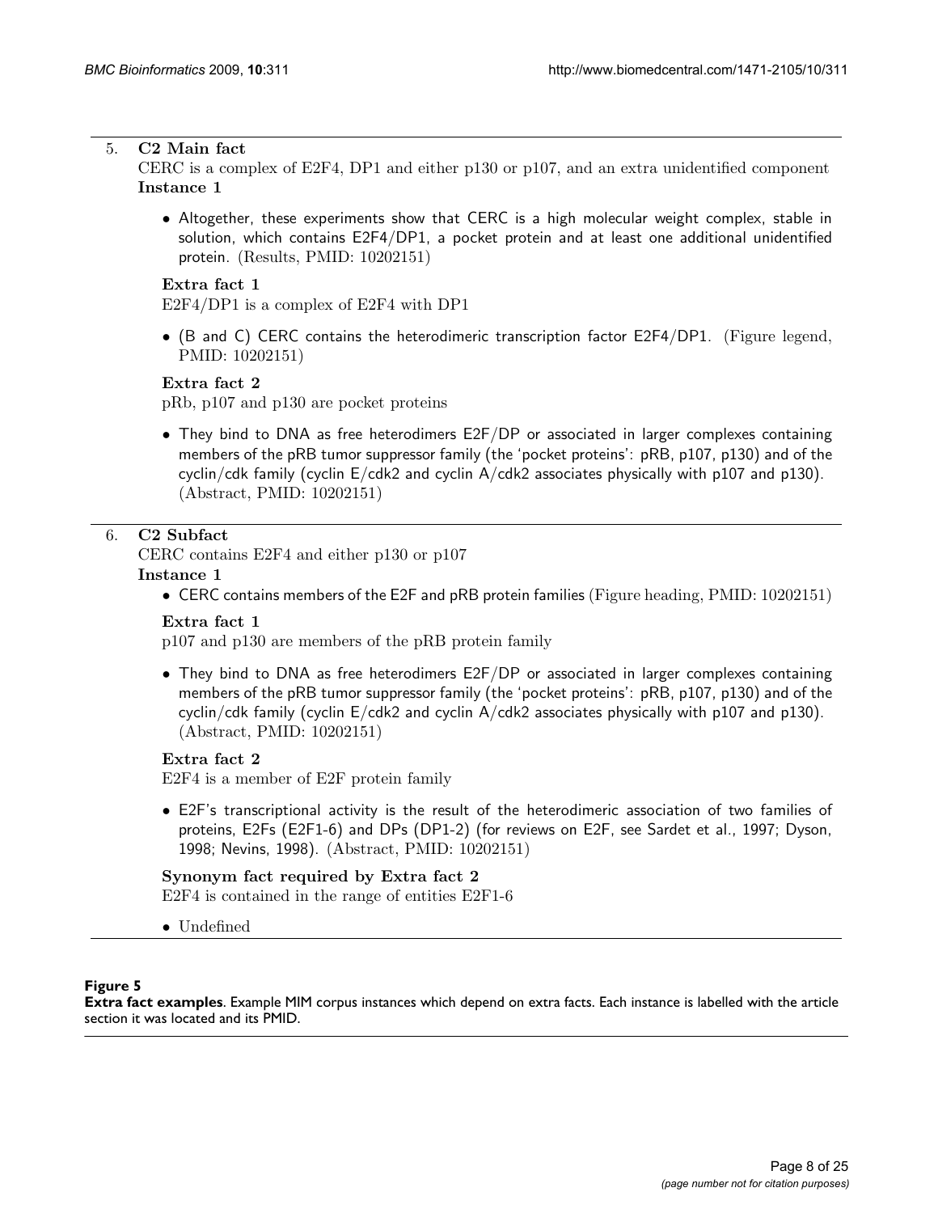5. **C2 Main fact**
   CERC is a complex of E2F4, DP1 and either p130 or p107, and an extra unidentified component
   **Instance 1**

   - Altogether, these experiments show that CERC is a high molecular weight complex, stable in solution, which contains E2F4/DP1, a pocket protein and at least one additional unidentified protein. (Results, PMID: 10202151)

   **Extra fact 1**
   E2F4/DP1 is a complex of E2F4 with DP1

   - (B and C) CERC contains the heterodimeric transcription factor E2F4/DP1. (Figure legend, PMID: 10202151)

   **Extra fact 2**
   pRb, p107 and p130 are pocket proteins

   - They bind to DNA as free heterodimers E2F/DP or associated in larger complexes containing members of the pRB tumor suppressor family (the 'pocket proteins': pRB, p107, p130) and of the cyclin/cdk family (cyclin E/cdk2 and cyclin A/cdk2 associates physically with p107 and p130). (Abstract, PMID: 10202151)

6. **C2 Subfact**
   CERC contains E2F4 and either p130 or p107
   **Instance 1**

   - CERC contains members of the E2F and pRB protein families (Figure heading, PMID: 10202151)

   **Extra fact 1**
   p107 and p130 are members of the pRB protein family

   - They bind to DNA as free heterodimers E2F/DP or associated in larger complexes containing members of the pRB tumor suppressor family (the 'pocket proteins': pRB, p107, p130) and of the cyclin/cdk family (cyclin E/cdk2 and cyclin A/cdk2 associates physically with p107 and p130). (Abstract, PMID: 10202151)

   **Extra fact 2**
   E2F4 is a member of E2F protein family

   - E2F's transcriptional activity is the result of the heterodimeric association of two families of proteins, E2Fs (E2F1-6) and DPs (DP1-2) (for reviews on E2F, see Sardet et al., 1997; Dyson, 1998; Nevins, 1998). (Abstract, PMID: 10202151)

   **Synonym fact required by Extra fact 2**
   E2F4 is contained in the range of entities E2F1-6

   - Undefined

**Figure 5**
**Extra fact examples**. Example MIM corpus instances which depend on extra facts. Each instance is labelled with the article section it was located and its PMID.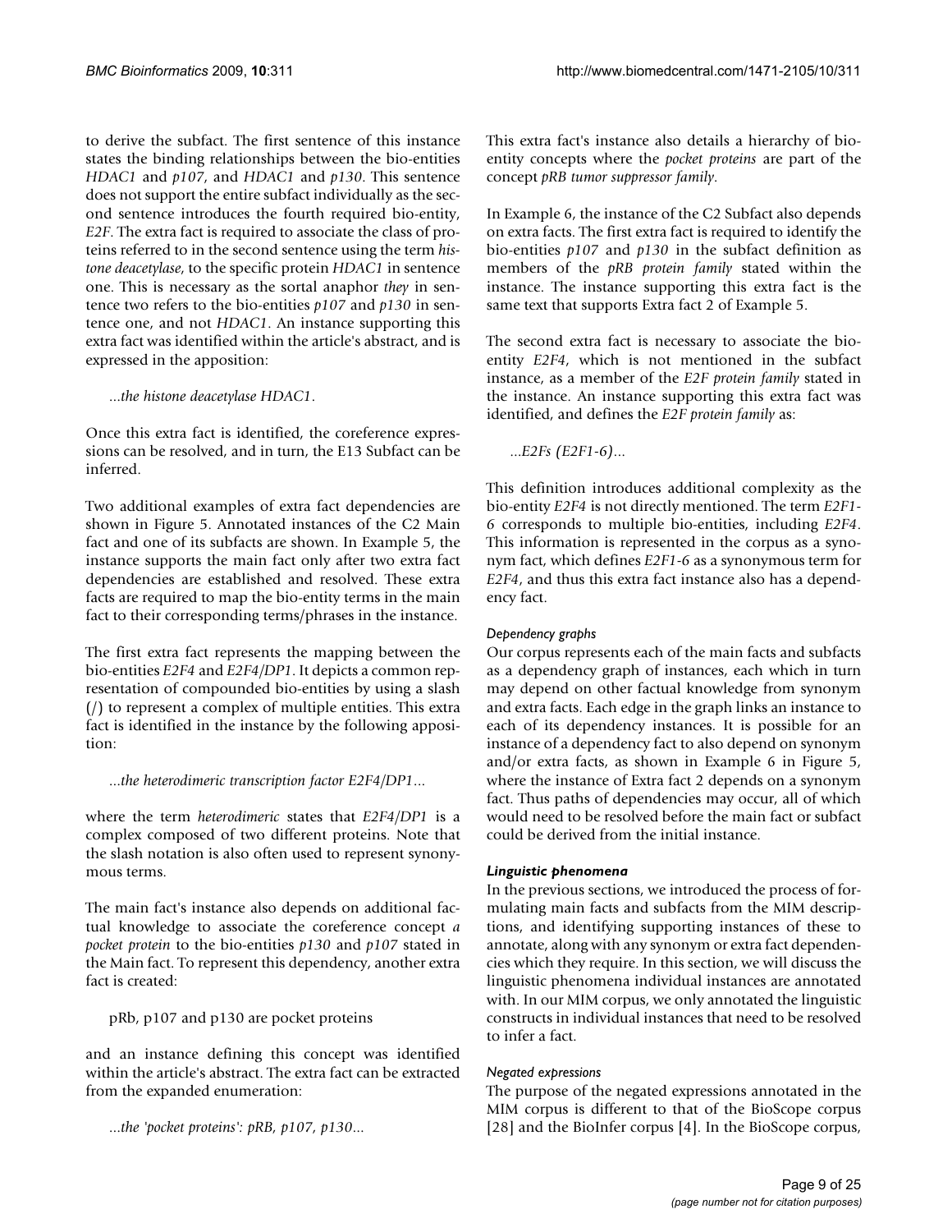to derive the subfact. The first sentence of this instance states the binding relationships between the bio-entities *HDAC1* and *p107*, and *HDAC1* and *p130*. This sentence does not support the entire subfact individually as the second sentence introduces the fourth required bio-entity, *E2F*. The extra fact is required to associate the class of proteins referred to in the second sentence using the term *histone deacetylase*, to the specific protein *HDAC1* in sentence one. This is necessary as the sortal anaphor *they* in sentence two refers to the bio-entities *p107* and *p130* in sentence one, and not *HDAC1*. An instance supporting this extra fact was identified within the article's abstract, and is expressed in the apposition:

*...the histone deacetylase HDAC1*.

Once this extra fact is identified, the coreference expressions can be resolved, and in turn, the E13 Subfact can be inferred.

Two additional examples of extra fact dependencies are shown in Figure 5. Annotated instances of the C2 Main fact and one of its subfacts are shown. In Example 5, the instance supports the main fact only after two extra fact dependencies are established and resolved. These extra facts are required to map the bio-entity terms in the main fact to their corresponding terms/phrases in the instance.

The first extra fact represents the mapping between the bio-entities *E2F4* and *E2F4/DP1*. It depicts a common representation of compounded bio-entities by using a slash (/) to represent a complex of multiple entities. This extra fact is identified in the instance by the following apposition:

*...the heterodimeric transcription factor E2F4/DP1...*

where the term *heterodimeric* states that *E2F4/DP1* is a complex composed of two different proteins. Note that the slash notation is also often used to represent synonymous terms.

The main fact's instance also depends on additional factual knowledge to associate the coreference concept *a pocket protein* to the bio-entities *p130* and *p107* stated in the Main fact. To represent this dependency, another extra fact is created:

pRb, p107 and p130 are pocket proteins

and an instance defining this concept was identified within the article's abstract. The extra fact can be extracted from the expanded enumeration:

*...the 'pocket proteins': pRB, p107, p130...*

This extra fact's instance also details a hierarchy of bio-entity concepts where the *pocket proteins* are part of the concept *pRB tumor suppressor family*.

In Example 6, the instance of the C2 Subfact also depends on extra facts. The first extra fact is required to identify the bio-entities *p107* and *p130* in the subfact definition as members of the *pRB protein family* stated within the instance. The instance supporting this extra fact is the same text that supports Extra fact 2 of Example 5.

The second extra fact is necessary to associate the bio-entity *E2F4*, which is not mentioned in the subfact instance, as a member of the *E2F protein family* stated in the instance. An instance supporting this extra fact was identified, and defines the *E2F protein family* as:

*...E2Fs (E2F1-6)...*

This definition introduces additional complexity as the bio-entity *E2F4* is not directly mentioned. The term *E2F1-6* corresponds to multiple bio-entities, including *E2F4*. This information is represented in the corpus as a synonym fact, which defines *E2F1-6* as a synonymous term for *E2F4*, and thus this extra fact instance also has a dependency fact.

#### *Dependency graphs*

Our corpus represents each of the main facts and subfacts as a dependency graph of instances, each which in turn may depend on other factual knowledge from synonym and extra facts. Each edge in the graph links an instance to each of its dependency instances. It is possible for an instance of a dependency fact to also depend on synonym and/or extra facts, as shown in Example 6 in Figure 5, where the instance of Extra fact 2 depends on a synonym fact. Thus paths of dependencies may occur, all of which would need to be resolved before the main fact or subfact could be derived from the initial instance.

### *Linguistic phenomena*

In the previous sections, we introduced the process of formulating main facts and subfacts from the MIM descriptions, and identifying supporting instances of these to annotate, along with any synonym or extra fact dependencies which they require. In this section, we will discuss the linguistic phenomena individual instances are annotated with. In our MIM corpus, we only annotated the linguistic constructs in individual instances that need to be resolved to infer a fact.

#### *Negated expressions*

The purpose of the negated expressions annotated in the MIM corpus is different to that of the BioScope corpus [28] and the BioInfer corpus [4]. In the BioScope corpus,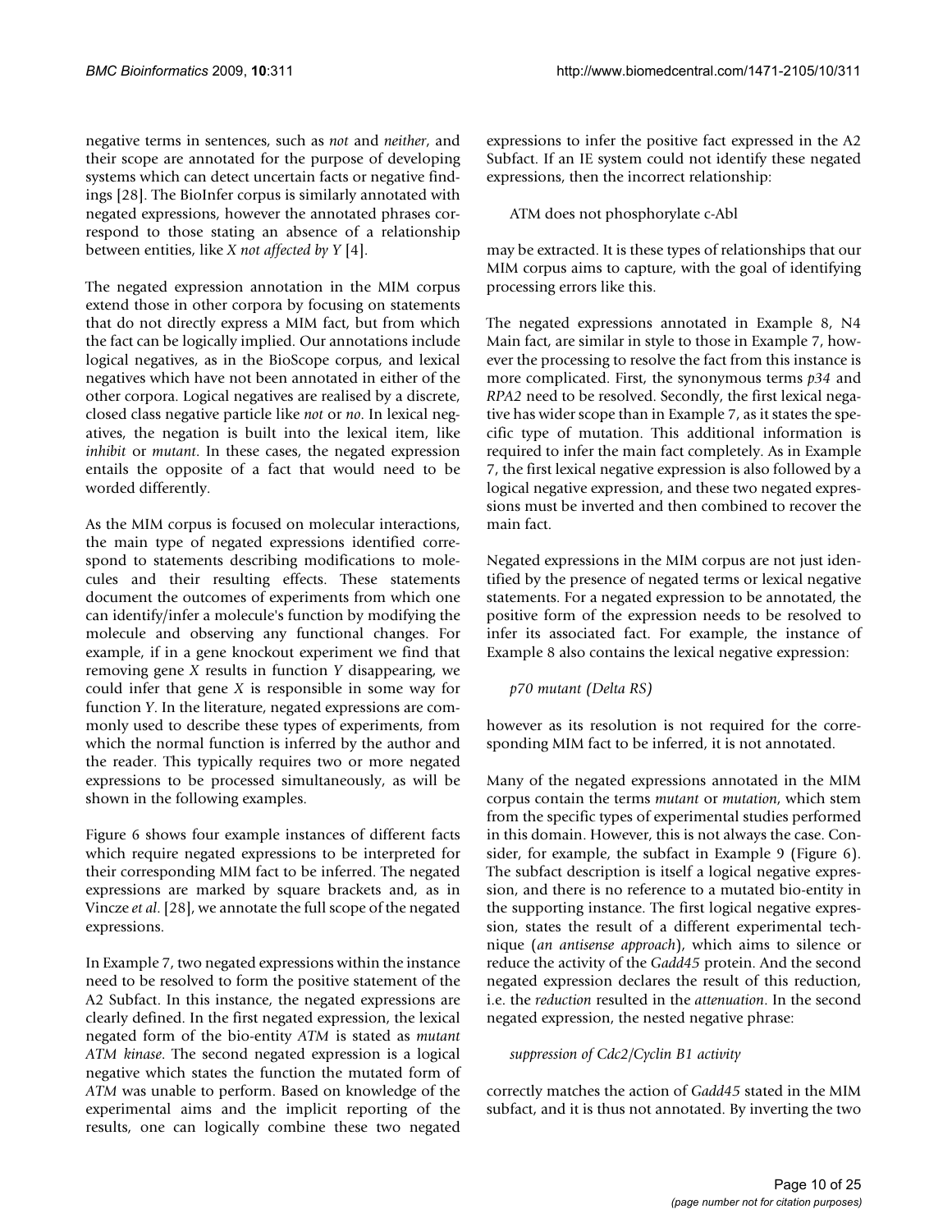negative terms in sentences, such as *not* and *neither*, and their scope are annotated for the purpose of developing systems which can detect uncertain facts or negative findings [28]. The BioInfer corpus is similarly annotated with negated expressions, however the annotated phrases correspond to those stating an absence of a relationship between entities, like *X not affected by Y* [4].

The negated expression annotation in the MIM corpus extend those in other corpora by focusing on statements that do not directly express a MIM fact, but from which the fact can be logically implied. Our annotations include logical negatives, as in the BioScope corpus, and lexical negatives which have not been annotated in either of the other corpora. Logical negatives are realised by a discrete, closed class negative particle like *not* or *no*. In lexical negatives, the negation is built into the lexical item, like *inhibit* or *mutant*. In these cases, the negated expression entails the opposite of a fact that would need to be worded differently.

As the MIM corpus is focused on molecular interactions, the main type of negated expressions identified correspond to statements describing modifications to molecules and their resulting effects. These statements document the outcomes of experiments from which one can identify/infer a molecule's function by modifying the molecule and observing any functional changes. For example, if in a gene knockout experiment we find that removing gene *X* results in function *Y* disappearing, we could infer that gene *X* is responsible in some way for function *Y*. In the literature, negated expressions are commonly used to describe these types of experiments, from which the normal function is inferred by the author and the reader. This typically requires two or more negated expressions to be processed simultaneously, as will be shown in the following examples.

Figure 6 shows four example instances of different facts which require negated expressions to be interpreted for their corresponding MIM fact to be inferred. The negated expressions are marked by square brackets and, as in Vincze *et al*. [28], we annotate the full scope of the negated expressions.

In Example 7, two negated expressions within the instance need to be resolved to form the positive statement of the A2 Subfact. In this instance, the negated expressions are clearly defined. In the first negated expression, the lexical negated form of the bio-entity *ATM* is stated as *mutant ATM kinase*. The second negated expression is a logical negative which states the function the mutated form of *ATM* was unable to perform. Based on knowledge of the experimental aims and the implicit reporting of the results, one can logically combine these two negated expressions to infer the positive fact expressed in the A2 Subfact. If an IE system could not identify these negated expressions, then the incorrect relationship:

ATM does not phosphorylate c-Abl

may be extracted. It is these types of relationships that our MIM corpus aims to capture, with the goal of identifying processing errors like this.

The negated expressions annotated in Example 8, N4 Main fact, are similar in style to those in Example 7, however the processing to resolve the fact from this instance is more complicated. First, the synonymous terms *p34* and *RPA2* need to be resolved. Secondly, the first lexical negative has wider scope than in Example 7, as it states the specific type of mutation. This additional information is required to infer the main fact completely. As in Example 7, the first lexical negative expression is also followed by a logical negative expression, and these two negated expressions must be inverted and then combined to recover the main fact.

Negated expressions in the MIM corpus are not just identified by the presence of negated terms or lexical negative statements. For a negated expression to be annotated, the positive form of the expression needs to be resolved to infer its associated fact. For example, the instance of Example 8 also contains the lexical negative expression:

*p70 mutant (Delta RS)*

however as its resolution is not required for the corresponding MIM fact to be inferred, it is not annotated.

Many of the negated expressions annotated in the MIM corpus contain the terms *mutant* or *mutation*, which stem from the specific types of experimental studies performed in this domain. However, this is not always the case. Consider, for example, the subfact in Example 9 (Figure 6). The subfact description is itself a logical negative expression, and there is no reference to a mutated bio-entity in the supporting instance. The first logical negative expression, states the result of a different experimental technique (*an antisense approach*), which aims to silence or reduce the activity of the *Gadd45* protein. And the second negated expression declares the result of this reduction, i.e. the *reduction* resulted in the *attenuation*. In the second negated expression, the nested negative phrase:

*suppression of Cdc2/Cyclin B1 activity*

correctly matches the action of *Gadd45* stated in the MIM subfact, and it is thus not annotated. By inverting the two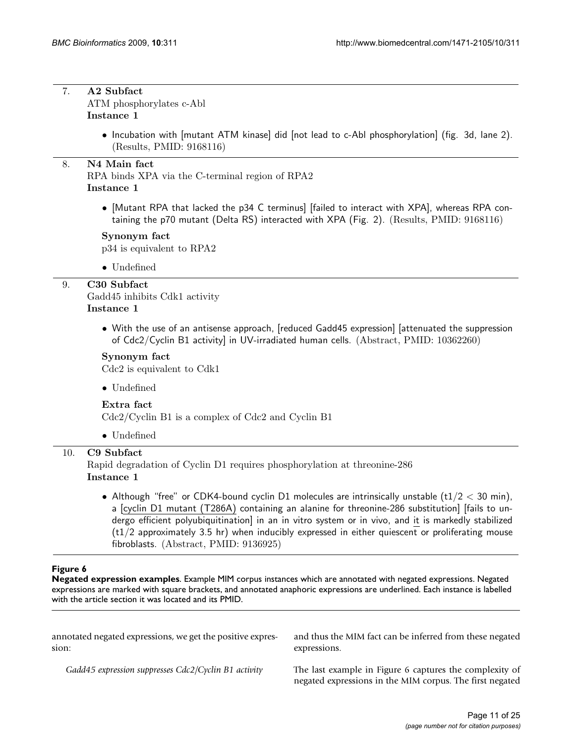7. **A2 Subfact**
   ATM phosphorylates c-Abl
   **Instance 1**

   - Incubation with [mutant ATM kinase] did [not lead to c-Abl phosphorylation] (fig. 3d, lane 2). (Results, PMID: 9168116)

8. **N4 Main fact**
   RPA binds XPA via the C-terminal region of RPA2
   **Instance 1**

   - [Mutant RPA that lacked the p34 C terminus] [failed to interact with XPA], whereas RPA containing the p70 mutant (Delta RS) interacted with XPA (Fig. 2). (Results, PMID: 9168116)

   **Synonym fact**
   p34 is equivalent to RPA2

   - Undefined

9. **C30 Subfact**
   Gadd45 inhibits Cdk1 activity
   **Instance 1**

   - With the use of an antisense approach, [reduced Gadd45 expression] [attenuated the suppression of Cdc2/Cyclin B1 activity] in UV-irradiated human cells. (Abstract, PMID: 10362260)

   **Synonym fact**
   Cdc2 is equivalent to Cdk1

   - Undefined

   **Extra fact**
   Cdc2/Cyclin B1 is a complex of Cdc2 and Cyclin B1

   - Undefined

10. **C9 Subfact**
    Rapid degradation of Cyclin D1 requires phosphorylation at threonine-286
    **Instance 1**

    - Although "free" or CDK4-bound cyclin D1 molecules are intrinsically unstable ($t1/2 < 30$ min), a [<u>cyclin D1 mutant (T286A)</u> containing an alanine for threonine-286 substitution] [fails to undergo efficient polyubiquitination] in an in vitro system or in vivo, and <u>it</u> is markedly stabilized ($t1/2$ approximately 3.5 hr) when inducibly expressed in either quiescent or proliferating mouse fibroblasts. (Abstract, PMID: 9136925)

**Figure 6**

**Negated expression examples**. Example MIM corpus instances which are annotated with negated expressions. Negated expressions are marked with square brackets, and annotated anaphoric expressions are underlined. Each instance is labelled with the article section it was located and its PMID.

annotated negated expressions, we get the positive expression:

*Gadd45 expression suppresses Cdc2/Cyclin B1 activity*

and thus the MIM fact can be inferred from these negated expressions.

The last example in Figure 6 captures the complexity of negated expressions in the MIM corpus. The first negated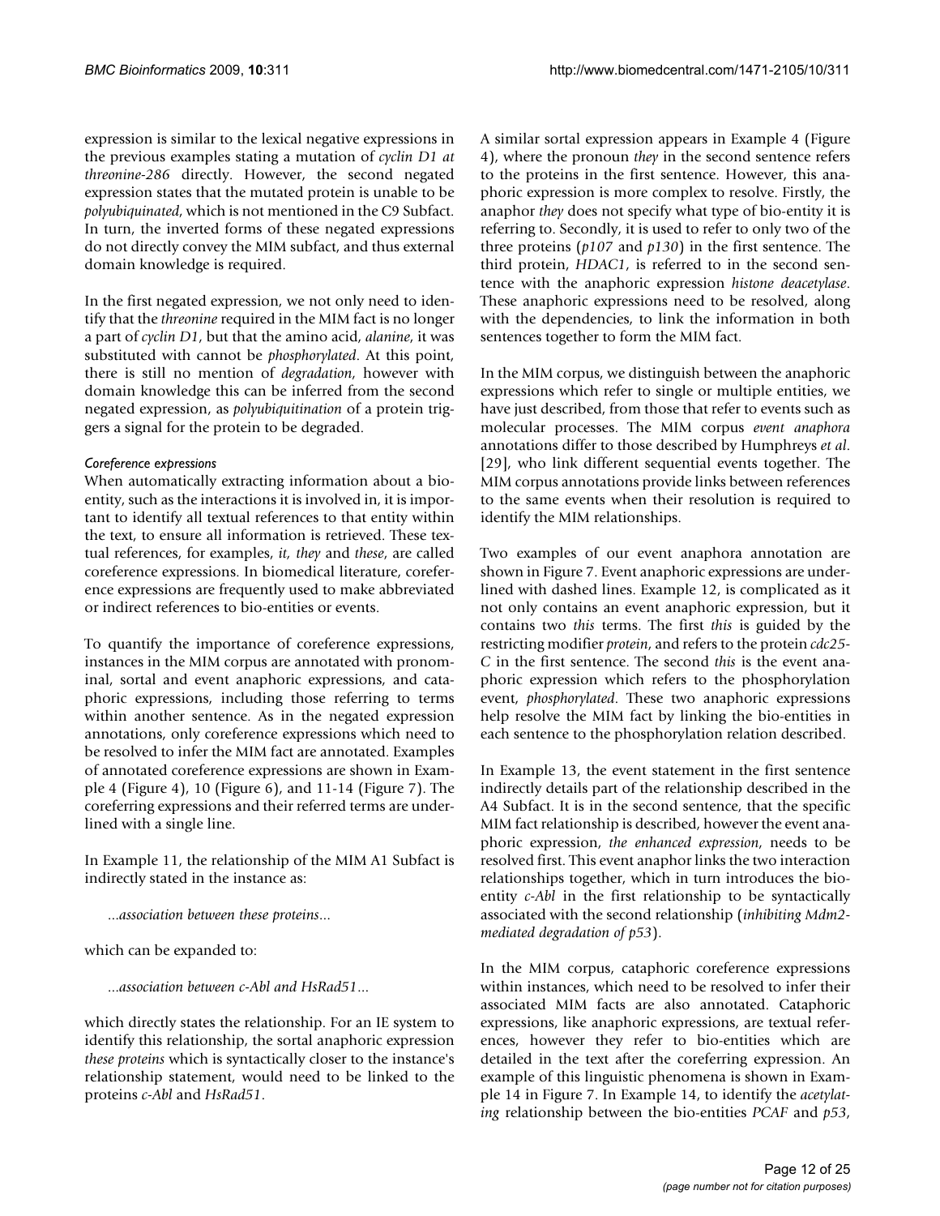expression is similar to the lexical negative expressions in the previous examples stating a mutation of *cyclin D1 at threonine-286* directly. However, the second negated expression states that the mutated protein is unable to be *polyubiquinated*, which is not mentioned in the C9 Subfact. In turn, the inverted forms of these negated expressions do not directly convey the MIM subfact, and thus external domain knowledge is required.

In the first negated expression, we not only need to identify that the *threonine* required in the MIM fact is no longer a part of *cyclin D1*, but that the amino acid, *alanine*, it was substituted with cannot be *phosphorylated*. At this point, there is still no mention of *degradation*, however with domain knowledge this can be inferred from the second negated expression, as *polyubiquitination* of a protein triggers a signal for the protein to be degraded.

#### *Coreference expressions*

When automatically extracting information about a bio-entity, such as the interactions it is involved in, it is important to identify all textual references to that entity within the text, to ensure all information is retrieved. These textual references, for examples, *it*, *they* and *these*, are called coreference expressions. In biomedical literature, coreference expressions are frequently used to make abbreviated or indirect references to bio-entities or events.

To quantify the importance of coreference expressions, instances in the MIM corpus are annotated with pronominal, sortal and event anaphoric expressions, and cataphoric expressions, including those referring to terms within another sentence. As in the negated expression annotations, only coreference expressions which need to be resolved to infer the MIM fact are annotated. Examples of annotated coreference expressions are shown in Example 4 (Figure 4), 10 (Figure 6), and 11-14 (Figure 7). The coreferring expressions and their referred terms are underlined with a single line.

In Example 11, the relationship of the MIM A1 Subfact is indirectly stated in the instance as:

*...association between these proteins...*

which can be expanded to:

*...association between c-Abl and HsRad51...*

which directly states the relationship. For an IE system to identify this relationship, the sortal anaphoric expression *these proteins* which is syntactically closer to the instance's relationship statement, would need to be linked to the proteins *c-Abl* and *HsRad51*.

A similar sortal expression appears in Example 4 (Figure 4), where the pronoun *they* in the second sentence refers to the proteins in the first sentence. However, this anaphoric expression is more complex to resolve. Firstly, the anaphor *they* does not specify what type of bio-entity it is referring to. Secondly, it is used to refer to only two of the three proteins (*p107* and *p130*) in the first sentence. The third protein, *HDAC1*, is referred to in the second sentence with the anaphoric expression *histone deacetylase*. These anaphoric expressions need to be resolved, along with the dependencies, to link the information in both sentences together to form the MIM fact.

In the MIM corpus, we distinguish between the anaphoric expressions which refer to single or multiple entities, we have just described, from those that refer to events such as molecular processes. The MIM corpus *event anaphora* annotations differ to those described by Humphreys *et al.* [29], who link different sequential events together. The MIM corpus annotations provide links between references to the same events when their resolution is required to identify the MIM relationships.

Two examples of our event anaphora annotation are shown in Figure 7. Event anaphoric expressions are underlined with dashed lines. Example 12, is complicated as it not only contains an event anaphoric expression, but it contains two *this* terms. The first *this* is guided by the restricting modifier *protein*, and refers to the protein *cdc25-C* in the first sentence. The second *this* is the event anaphoric expression which refers to the phosphorylation event, *phosphorylated*. These two anaphoric expressions help resolve the MIM fact by linking the bio-entities in each sentence to the phosphorylation relation described.

In Example 13, the event statement in the first sentence indirectly details part of the relationship described in the A4 Subfact. It is in the second sentence, that the specific MIM fact relationship is described, however the event anaphoric expression, *the enhanced expression*, needs to be resolved first. This event anaphor links the two interaction relationships together, which in turn introduces the bio-entity *c-Abl* in the first relationship to be syntactically associated with the second relationship (*inhibiting Mdm2-mediated degradation of p53*).

In the MIM corpus, cataphoric coreference expressions within instances, which need to be resolved to infer their associated MIM facts are also annotated. Cataphoric expressions, like anaphoric expressions, are textual references, however they refer to bio-entities which are detailed in the text after the coreferring expression. An example of this linguistic phenomena is shown in Example 14 in Figure 7. In Example 14, to identify the *acetylating* relationship between the bio-entities *PCAF* and *p53*,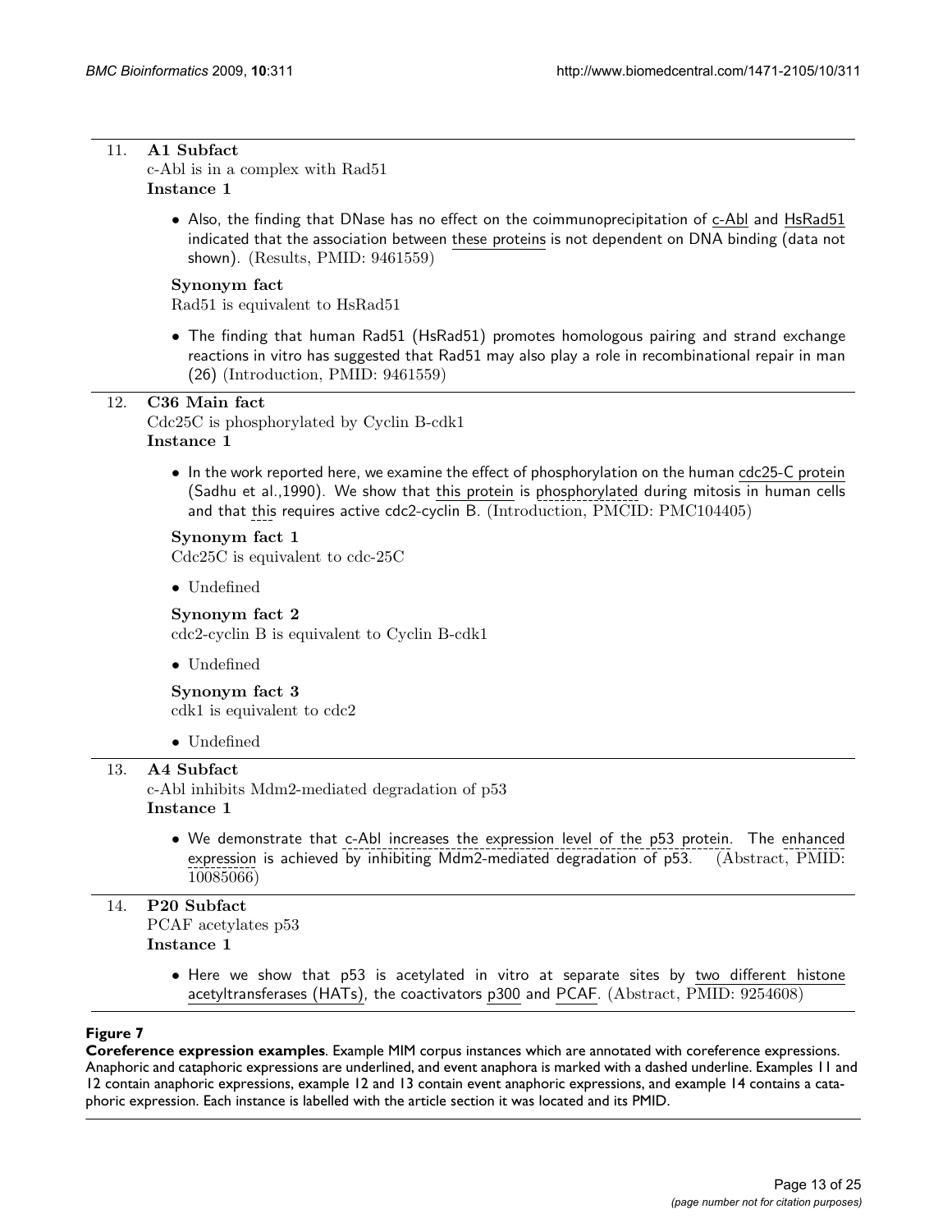11. **A1 Subfact**

    c-Abl is in a complex with Rad51

    **Instance 1**

    - Also, the finding that DNase has no effect on the coimmunoprecipitation of c-Abl and HsRad51 indicated that the association between these proteins is not dependent on DNA binding (data not shown). (Results, PMID: 9461559)

    **Synonym fact**

    Rad51 is equivalent to HsRad51

    - The finding that human Rad51 (HsRad51) promotes homologous pairing and strand exchange reactions in vitro has suggested that Rad51 may also play a role in recombinational repair in man (26) (Introduction, PMID: 9461559)

12. **C36 Main fact**

    Cdc25C is phosphorylated by Cyclin B-cdk1

    **Instance 1**

    - In the work reported here, we examine the effect of phosphorylation on the human cdc25-C protein (Sadhu et al.,1990). We show that this protein is phosphorylated during mitosis in human cells and that this requires active cdc2-cyclin B. (Introduction, PMCID: PMC104405)

    **Synonym fact 1**

    Cdc25C is equivalent to cdc-25C

    - Undefined

    **Synonym fact 2**

    cdc2-cyclin B is equivalent to Cyclin B-cdk1

    - Undefined

    **Synonym fact 3**

    cdk1 is equivalent to cdc2

    - Undefined

13. **A4 Subfact**

    c-Abl inhibits Mdm2-mediated degradation of p53

    **Instance 1**

    - We demonstrate that c-Abl increases the expression level of the p53 protein. The enhanced expression is achieved by inhibiting Mdm2-mediated degradation of p53. (Abstract, PMID: 10085066)

14. **P20 Subfact**

    PCAF acetylates p53

    **Instance 1**

    - Here we show that p53 is acetylated in vitro at separate sites by two different histone acetyltransferases (HATs), the coactivators p300 and PCAF. (Abstract, PMID: 9254608)

**Figure 7**

**Coreference expression examples**. Example MIM corpus instances which are annotated with coreference expressions. Anaphoric and cataphoric expressions are underlined, and event anaphora is marked with a dashed underline. Examples 11 and 12 contain anaphoric expressions, example 12 and 13 contain event anaphoric expressions, and example 14 contains a cataphoric expression. Each instance is labelled with the article section it was located and its PMID.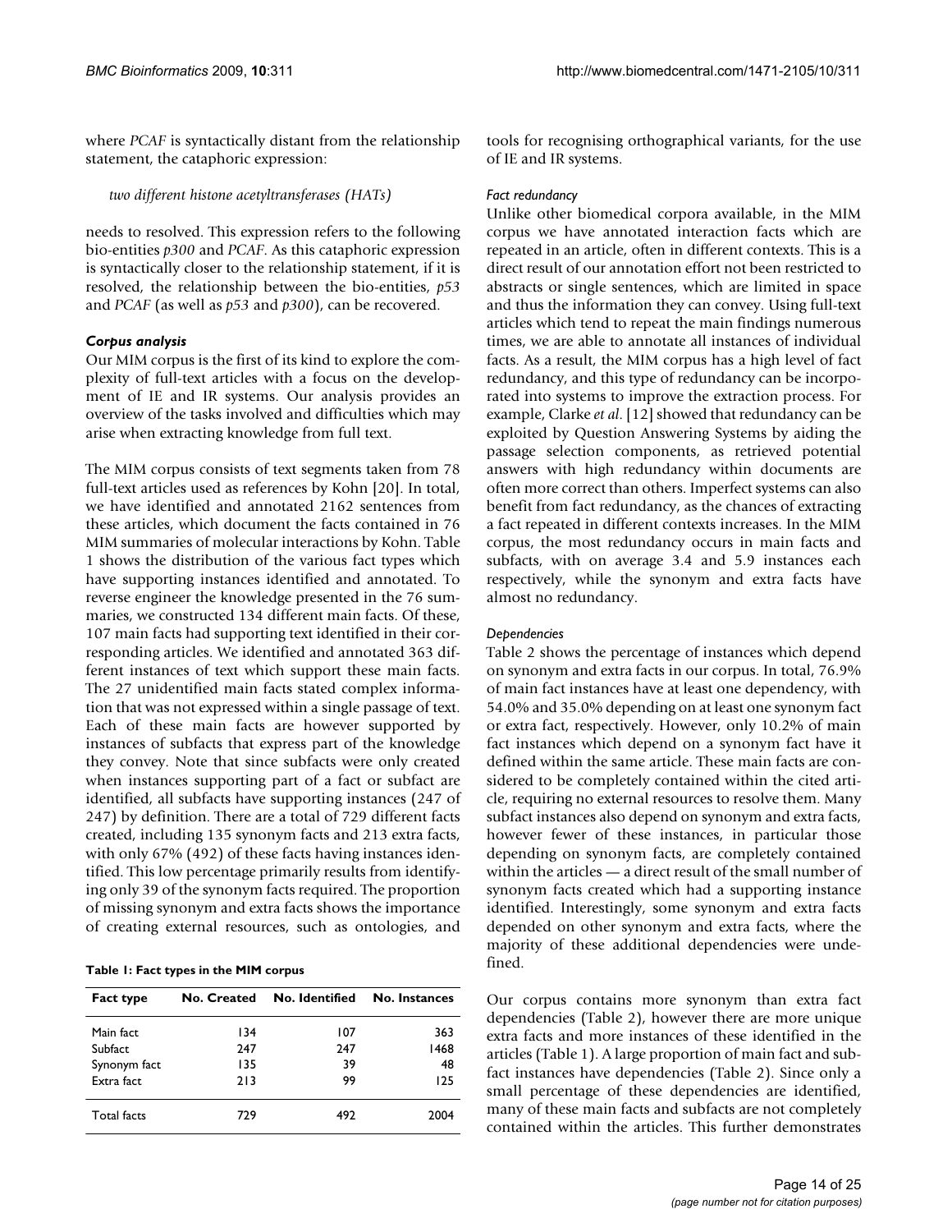where *PCAF* is syntactically distant from the relationship statement, the cataphoric expression:

*two different histone acetyltransferases (HATs)*

needs to resolved. This expression refers to the following bio-entities *p300* and *PCAF*. As this cataphoric expression is syntactically closer to the relationship statement, if it is resolved, the relationship between the bio-entities, *p53* and *PCAF* (as well as *p53* and *p300*), can be recovered.

### Corpus analysis

Our MIM corpus is the first of its kind to explore the complexity of full-text articles with a focus on the development of IE and IR systems. Our analysis provides an overview of the tasks involved and difficulties which may arise when extracting knowledge from full text.

The MIM corpus consists of text segments taken from 78 full-text articles used as references by Kohn [20]. In total, we have identified and annotated 2162 sentences from these articles, which document the facts contained in 76 MIM summaries of molecular interactions by Kohn. Table 1 shows the distribution of the various fact types which have supporting instances identified and annotated. To reverse engineer the knowledge presented in the 76 summaries, we constructed 134 different main facts. Of these, 107 main facts had supporting text identified in their corresponding articles. We identified and annotated 363 different instances of text which support these main facts. The 27 unidentified main facts stated complex information that was not expressed within a single passage of text. Each of these main facts are however supported by instances of subfacts that express part of the knowledge they convey. Note that since subfacts were only created when instances supporting part of a fact or subfact are identified, all subfacts have supporting instances (247 of 247) by definition. There are a total of 729 different facts created, including 135 synonym facts and 213 extra facts, with only 67% (492) of these facts having instances identified. This low percentage primarily results from identifying only 39 of the synonym facts required. The proportion of missing synonym and extra facts shows the importance of creating external resources, such as ontologies, and tools for recognising orthographical variants, for the use of IE and IR systems.

**Table 1: Fact types in the MIM corpus**

| Fact type | No. Created | No. Identified | No. Instances |
|---|---|---|---|
| Main fact | 134 | 107 | 363 |
| Subfact | 247 | 247 | 1468 |
| Synonym fact | 135 | 39 | 48 |
| Extra fact | 213 | 99 | 125 |
| Total facts | 729 | 492 | 2004 |

#### *Fact redundancy*

Unlike other biomedical corpora available, in the MIM corpus we have annotated interaction facts which are repeated in an article, often in different contexts. This is a direct result of our annotation effort not been restricted to abstracts or single sentences, which are limited in space and thus the information they can convey. Using full-text articles which tend to repeat the main findings numerous times, we are able to annotate all instances of individual facts. As a result, the MIM corpus has a high level of fact redundancy, and this type of redundancy can be incorporated into systems to improve the extraction process. For example, Clarke *et al*. [12] showed that redundancy can be exploited by Question Answering Systems by aiding the passage selection components, as retrieved potential answers with high redundancy within documents are often more correct than others. Imperfect systems can also benefit from fact redundancy, as the chances of extracting a fact repeated in different contexts increases. In the MIM corpus, the most redundancy occurs in main facts and subfacts, with on average 3.4 and 5.9 instances each respectively, while the synonym and extra facts have almost no redundancy.

#### *Dependencies*

Table 2 shows the percentage of instances which depend on synonym and extra facts in our corpus. In total, 76.9% of main fact instances have at least one dependency, with 54.0% and 35.0% depending on at least one synonym fact or extra fact, respectively. However, only 10.2% of main fact instances which depend on a synonym fact have it defined within the same article. These main facts are considered to be completely contained within the cited article, requiring no external resources to resolve them. Many subfact instances also depend on synonym and extra facts, however fewer of these instances, in particular those depending on synonym facts, are completely contained within the articles — a direct result of the small number of synonym facts created which had a supporting instance identified. Interestingly, some synonym and extra facts depended on other synonym and extra facts, where the majority of these additional dependencies were undefined.

Our corpus contains more synonym than extra fact dependencies (Table 2), however there are more unique extra facts and more instances of these identified in the articles (Table 1). A large proportion of main fact and subfact instances have dependencies (Table 2). Since only a small percentage of these dependencies are identified, many of these main facts and subfacts are not completely contained within the articles. This further demonstrates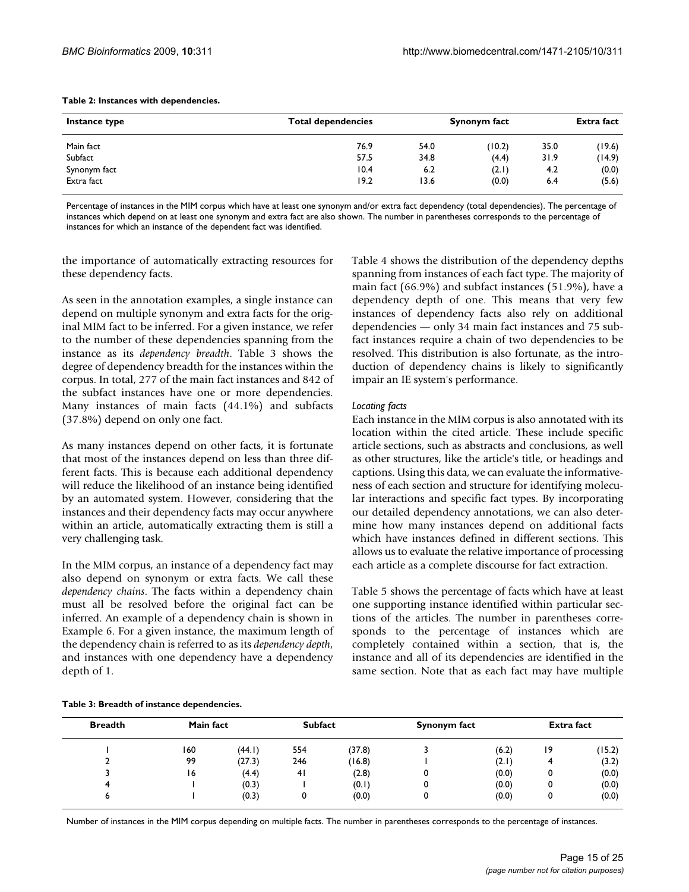**Table 2: Instances with dependencies.**

| Instance type | Total dependencies | Synonym fact | | Extra fact | |
|---|---|---|---|---|---|
| Main fact | 76.9 | 54.0 | (10.2) | 35.0 | (19.6) |
| Subfact | 57.5 | 34.8 | (4.4) | 31.9 | (14.9) |
| Synonym fact | 10.4 | 6.2 | (2.1) | 4.2 | (0.0) |
| Extra fact | 19.2 | 13.6 | (0.0) | 6.4 | (5.6) |

Percentage of instances in the MIM corpus which have at least one synonym and/or extra fact dependency (total dependencies). The percentage of instances which depend on at least one synonym and extra fact are also shown. The number in parentheses corresponds to the percentage of instances for which an instance of the dependent fact was identified.

the importance of automatically extracting resources for these dependency facts.

As seen in the annotation examples, a single instance can depend on multiple synonym and extra facts for the original MIM fact to be inferred. For a given instance, we refer to the number of these dependencies spanning from the instance as its *dependency breadth*. Table 3 shows the degree of dependency breadth for the instances within the corpus. In total, 277 of the main fact instances and 842 of the subfact instances have one or more dependencies. Many instances of main facts (44.1%) and subfacts (37.8%) depend on only one fact.

As many instances depend on other facts, it is fortunate that most of the instances depend on less than three different facts. This is because each additional dependency will reduce the likelihood of an instance being identified by an automated system. However, considering that the instances and their dependency facts may occur anywhere within an article, automatically extracting them is still a very challenging task.

In the MIM corpus, an instance of a dependency fact may also depend on synonym or extra facts. We call these *dependency chains*. The facts within a dependency chain must all be resolved before the original fact can be inferred. An example of a dependency chain is shown in Example 6. For a given instance, the maximum length of the dependency chain is referred to as its *dependency depth*, and instances with one dependency have a dependency depth of 1.

Table 4 shows the distribution of the dependency depths spanning from instances of each fact type. The majority of main fact (66.9%) and subfact instances (51.9%), have a dependency depth of one. This means that very few instances of dependency facts also rely on additional dependencies — only 34 main fact instances and 75 subfact instances require a chain of two dependencies to be resolved. This distribution is also fortunate, as the introduction of dependency chains is likely to significantly impair an IE system's performance.

### *Locating facts*

Each instance in the MIM corpus is also annotated with its location within the cited article. These include specific article sections, such as abstracts and conclusions, as well as other structures, like the article's title, or headings and captions. Using this data, we can evaluate the informativeness of each section and structure for identifying molecular interactions and specific fact types. By incorporating our detailed dependency annotations, we can also determine how many instances depend on additional facts which have instances defined in different sections. This allows us to evaluate the relative importance of processing each article as a complete discourse for fact extraction.

Table 5 shows the percentage of facts which have at least one supporting instance identified within particular sections of the articles. The number in parentheses corresponds to the percentage of instances which are completely contained within a section, that is, the instance and all of its dependencies are identified in the same section. Note that as each fact may have multiple

**Table 3: Breadth of instance dependencies.**

| Breadth | Main fact | | Subfact | | Synonym fact | | Extra fact | |
|---|---|---|---|---|---|---|---|---|
| 1 | 160 | (44.1) | 554 | (37.8) | 3 | (6.2) | 19 | (15.2) |
| 2 | 99 | (27.3) | 246 | (16.8) | 1 | (2.1) | 4 | (3.2) |
| 3 | 16 | (4.4) | 41 | (2.8) | 0 | (0.0) | 0 | (0.0) |
| 4 | 1 | (0.3) | 1 | (0.1) | 0 | (0.0) | 0 | (0.0) |
| 6 | 1 | (0.3) | 0 | (0.0) | 0 | (0.0) | 0 | (0.0) |

Number of instances in the MIM corpus depending on multiple facts. The number in parentheses corresponds to the percentage of instances.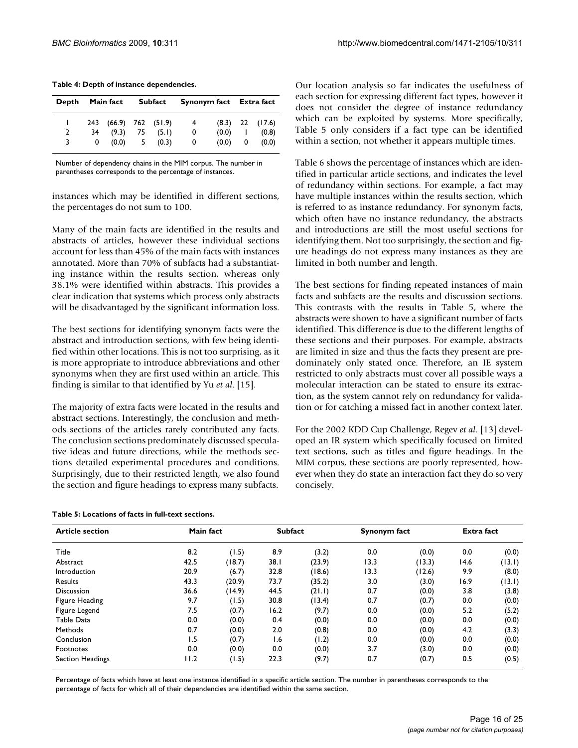**Table 4: Depth of instance dependencies.**

| Depth | Main fact | | Subfact | | Synonym fact | | Extra fact | |
|---|---|---|---|---|---|---|---|---|
| 1 | 243 | (66.9) | 762 | (51.9) | 4 | (8.3) | 22 | (17.6) |
| 2 | 34 | (9.3) | 75 | (5.1) | 0 | (0.0) | 1 | (0.8) |
| 3 | 0 | (0.0) | 5 | (0.3) | 0 | (0.0) | 0 | (0.0) |

Number of dependency chains in the MIM corpus. The number in parentheses corresponds to the percentage of instances.

instances which may be identified in different sections, the percentages do not sum to 100.

Many of the main facts are identified in the results and abstracts of articles, however these individual sections account for less than 45% of the main facts with instances annotated. More than 70% of subfacts had a substantiating instance within the results section, whereas only 38.1% were identified within abstracts. This provides a clear indication that systems which process only abstracts will be disadvantaged by the significant information loss.

The best sections for identifying synonym facts were the abstract and introduction sections, with few being identified within other locations. This is not too surprising, as it is more appropriate to introduce abbreviations and other synonyms when they are first used within an article. This finding is similar to that identified by Yu *et al.* [15].

The majority of extra facts were located in the results and abstract sections. Interestingly, the conclusion and methods sections of the articles rarely contributed any facts. The conclusion sections predominately discussed speculative ideas and future directions, while the methods sections detailed experimental procedures and conditions. Surprisingly, due to their restricted length, we also found the section and figure headings to express many subfacts.

Our location analysis so far indicates the usefulness of each section for expressing different fact types, however it does not consider the degree of instance redundancy which can be exploited by systems. More specifically, Table 5 only considers if a fact type can be identified within a section, not whether it appears multiple times.

Table 6 shows the percentage of instances which are identified in particular article sections, and indicates the level of redundancy within sections. For example, a fact may have multiple instances within the results section, which is referred to as instance redundancy. For synonym facts, which often have no instance redundancy, the abstracts and introductions are still the most useful sections for identifying them. Not too surprisingly, the section and figure headings do not express many instances as they are limited in both number and length.

The best sections for finding repeated instances of main facts and subfacts are the results and discussion sections. This contrasts with the results in Table 5, where the abstracts were shown to have a significant number of facts identified. This difference is due to the different lengths of these sections and their purposes. For example, abstracts are limited in size and thus the facts they present are predominately only stated once. Therefore, an IE system restricted to only abstracts must cover all possible ways a molecular interaction can be stated to ensure its extraction, as the system cannot rely on redundancy for validation or for catching a missed fact in another context later.

For the 2002 KDD Cup Challenge, Regev *et al.* [13] developed an IR system which specifically focused on limited text sections, such as titles and figure headings. In the MIM corpus, these sections are poorly represented, however when they do state an interaction fact they do so very concisely.

**Table 5: Locations of facts in full-text sections.**

| Article section | Main fact | | Subfact | | Synonym fact | | Extra fact | |
|---|---|---|---|---|---|---|---|---|
| Title | 8.2 | (1.5) | 8.9 | (3.2) | 0.0 | (0.0) | 0.0 | (0.0) |
| Abstract | 42.5 | (18.7) | 38.1 | (23.9) | 13.3 | (13.3) | 14.6 | (13.1) |
| Introduction | 20.9 | (6.7) | 32.8 | (18.6) | 13.3 | (12.6) | 9.9 | (8.0) |
| Results | 43.3 | (20.9) | 73.7 | (35.2) | 3.0 | (3.0) | 16.9 | (13.1) |
| Discussion | 36.6 | (14.9) | 44.5 | (21.1) | 0.7 | (0.0) | 3.8 | (3.8) |
| Figure Heading | 9.7 | (1.5) | 30.8 | (13.4) | 0.7 | (0.7) | 0.0 | (0.0) |
| Figure Legend | 7.5 | (0.7) | 16.2 | (9.7) | 0.0 | (0.0) | 5.2 | (5.2) |
| Table Data | 0.0 | (0.0) | 0.4 | (0.0) | 0.0 | (0.0) | 0.0 | (0.0) |
| Methods | 0.7 | (0.0) | 2.0 | (0.8) | 0.0 | (0.0) | 4.2 | (3.3) |
| Conclusion | 1.5 | (0.7) | 1.6 | (1.2) | 0.0 | (0.0) | 0.0 | (0.0) |
| Footnotes | 0.0 | (0.0) | 0.0 | (0.0) | 3.7 | (3.0) | 0.0 | (0.0) |
| Section Headings | 11.2 | (1.5) | 22.3 | (9.7) | 0.7 | (0.7) | 0.5 | (0.5) |

Percentage of facts which have at least one instance identified in a specific article section. The number in parentheses corresponds to the percentage of facts for which all of their dependencies are identified within the same section.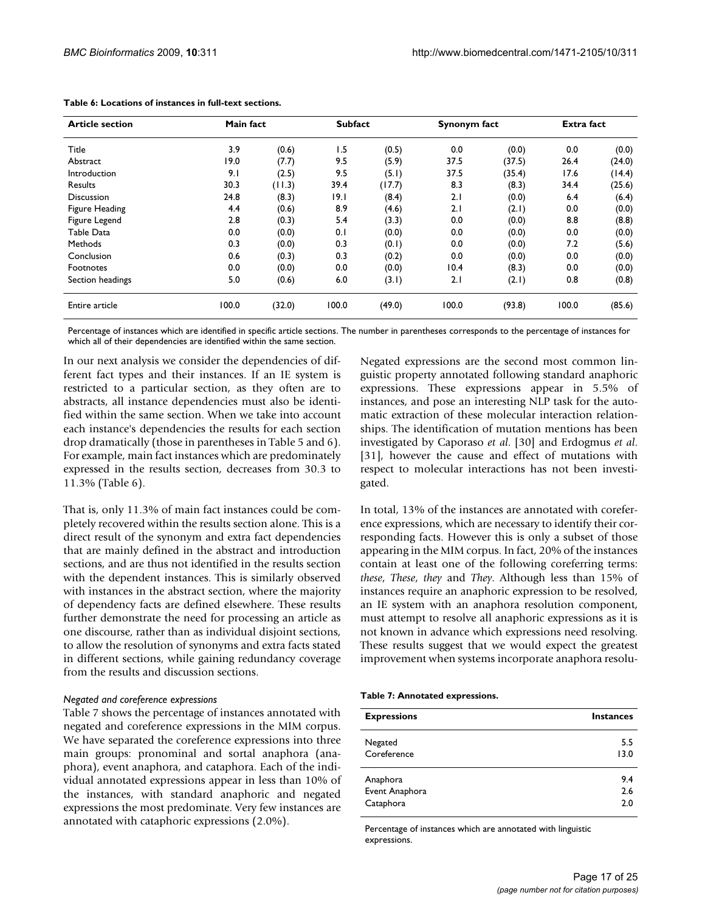**Table 6: Locations of instances in full-text sections.**

| Article section | Main fact | | Subfact | | Synonym fact | | Extra fact | |
|---|---|---|---|---|---|---|---|---|
| Title | 3.9 | (0.6) | 1.5 | (0.5) | 0.0 | (0.0) | 0.0 | (0.0) |
| Abstract | 19.0 | (7.7) | 9.5 | (5.9) | 37.5 | (37.5) | 26.4 | (24.0) |
| Introduction | 9.1 | (2.5) | 9.5 | (5.1) | 37.5 | (35.4) | 17.6 | (14.4) |
| Results | 30.3 | (11.3) | 39.4 | (17.7) | 8.3 | (8.3) | 34.4 | (25.6) |
| Discussion | 24.8 | (8.3) | 19.1 | (8.4) | 2.1 | (0.0) | 6.4 | (6.4) |
| Figure Heading | 4.4 | (0.6) | 8.9 | (4.6) | 2.1 | (2.1) | 0.0 | (0.0) |
| Figure Legend | 2.8 | (0.3) | 5.4 | (3.3) | 0.0 | (0.0) | 8.8 | (8.8) |
| Table Data | 0.0 | (0.0) | 0.1 | (0.0) | 0.0 | (0.0) | 0.0 | (0.0) |
| Methods | 0.3 | (0.0) | 0.3 | (0.1) | 0.0 | (0.0) | 7.2 | (5.6) |
| Conclusion | 0.6 | (0.3) | 0.3 | (0.2) | 0.0 | (0.0) | 0.0 | (0.0) |
| Footnotes | 0.0 | (0.0) | 0.0 | (0.0) | 10.4 | (8.3) | 0.0 | (0.0) |
| Section headings | 5.0 | (0.6) | 6.0 | (3.1) | 2.1 | (2.1) | 0.8 | (0.8) |
| Entire article | 100.0 | (32.0) | 100.0 | (49.0) | 100.0 | (93.8) | 100.0 | (85.6) |

Percentage of instances which are identified in specific article sections. The number in parentheses corresponds to the percentage of instances for which all of their dependencies are identified within the same section.

In our next analysis we consider the dependencies of different fact types and their instances. If an IE system is restricted to a particular section, as they often are to abstracts, all instance dependencies must also be identified within the same section. When we take into account each instance's dependencies the results for each section drop dramatically (those in parentheses in Table 5 and 6). For example, main fact instances which are predominately expressed in the results section, decreases from 30.3 to 11.3% (Table 6).

That is, only 11.3% of main fact instances could be completely recovered within the results section alone. This is a direct result of the synonym and extra fact dependencies that are mainly defined in the abstract and introduction sections, and are thus not identified in the results section with the dependent instances. This is similarly observed with instances in the abstract section, where the majority of dependency facts are defined elsewhere. These results further demonstrate the need for processing an article as one discourse, rather than as individual disjoint sections, to allow the resolution of synonyms and extra facts stated in different sections, while gaining redundancy coverage from the results and discussion sections.

### *Negated and coreference expressions*

Table 7 shows the percentage of instances annotated with negated and coreference expressions in the MIM corpus. We have separated the coreference expressions into three main groups: pronominal and sortal anaphora (anaphora), event anaphora, and cataphora. Each of the individual annotated expressions appear in less than 10% of the instances, with standard anaphoric and negated expressions the most predominate. Very few instances are annotated with cataphoric expressions (2.0%).

Negated expressions are the second most common linguistic property annotated following standard anaphoric expressions. These expressions appear in 5.5% of instances, and pose an interesting NLP task for the automatic extraction of these molecular interaction relationships. The identification of mutation mentions has been investigated by Caporaso *et al*. [30] and Erdogmus *et al*. [31], however the cause and effect of mutations with respect to molecular interactions has not been investigated.

In total, 13% of the instances are annotated with coreference expressions, which are necessary to identify their corresponding facts. However this is only a subset of those appearing in the MIM corpus. In fact, 20% of the instances contain at least one of the following coreferring terms: *these*, *These*, *they* and *They*. Although less than 15% of instances require an anaphoric expression to be resolved, an IE system with an anaphora resolution component, must attempt to resolve all anaphoric expressions as it is not known in advance which expressions need resolving. These results suggest that we would expect the greatest improvement when systems incorporate anaphora resolu-

**Table 7: Annotated expressions.**

| Expressions | Instances |
|---|---|
| Negated | 5.5 |
| Coreference | 13.0 |
| Anaphora | 9.4 |
| Event Anaphora | 2.6 |
| Cataphora | 2.0 |

Percentage of instances which are annotated with linguistic expressions.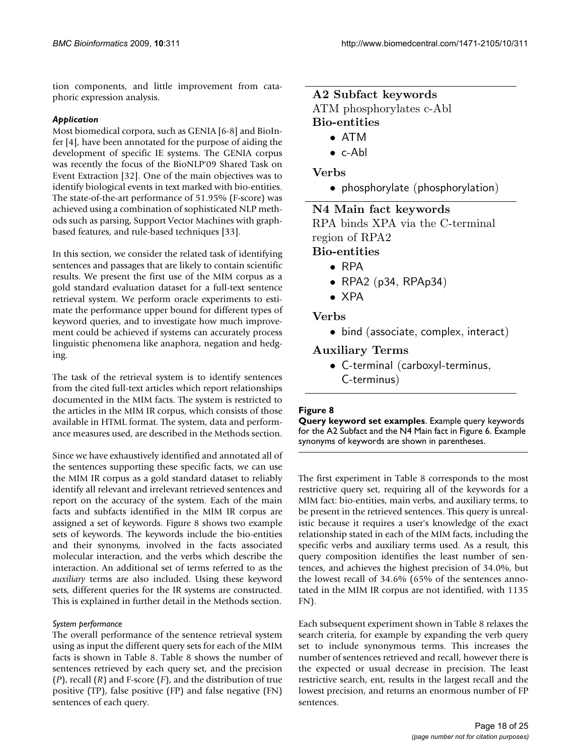tion components, and little improvement from cataphoric expression analysis.

### *Application*

Most biomedical corpora, such as GENIA [6-8] and BioInfer [4], have been annotated for the purpose of aiding the development of specific IE systems. The GENIA corpus was recently the focus of the BioNLP'09 Shared Task on Event Extraction [32]. One of the main objectives was to identify biological events in text marked with bio-entities. The state-of-the-art performance of 51.95% (F-score) was achieved using a combination of sophisticated NLP methods such as parsing, Support Vector Machines with graph-based features, and rule-based techniques [33].

In this section, we consider the related task of identifying sentences and passages that are likely to contain scientific results. We present the first use of the MIM corpus as a gold standard evaluation dataset for a full-text sentence retrieval system. We perform oracle experiments to estimate the performance upper bound for different types of keyword queries, and to investigate how much improvement could be achieved if systems can accurately process linguistic phenomena like anaphora, negation and hedging.

The task of the retrieval system is to identify sentences from the cited full-text articles which report relationships documented in the MIM facts. The system is restricted to the articles in the MIM IR corpus, which consists of those available in HTML format. The system, data and performance measures used, are described in the Methods section.

Since we have exhaustively identified and annotated all of the sentences supporting these specific facts, we can use the MIM IR corpus as a gold standard dataset to reliably identify all relevant and irrelevant retrieved sentences and report on the accuracy of the system. Each of the main facts and subfacts identified in the MIM IR corpus are assigned a set of keywords. Figure 8 shows two example sets of keywords. The keywords include the bio-entities and their synonyms, involved in the facts associated molecular interaction, and the verbs which describe the interaction. An additional set of terms referred to as the *auxiliary* terms are also included. Using these keyword sets, different queries for the IR systems are constructed. This is explained in further detail in the Methods section.

**A2 Subfact keywords**

ATM phosphorylates c-Abl

**Bio-entities**

- ATM
- c-Abl

**Verbs**

- phosphorylate (phosphorylation)

**N4 Main fact keywords**

RPA binds XPA via the C-terminal region of RPA2

**Bio-entities**

- RPA
- RPA2 (p34, RPAp34)
- XPA

**Verbs**

- bind (associate, complex, interact)

**Auxiliary Terms**

- C-terminal (carboxyl-terminus, C-terminus)

**Figure 8**

**Query keyword set examples**. Example query keywords for the A2 Subfact and the N4 Main fact in Figure 6. Example synonyms of keywords are shown in parentheses.

#### *System performance*

The overall performance of the sentence retrieval system using as input the different query sets for each of the MIM facts is shown in Table 8. Table 8 shows the number of sentences retrieved by each query set, and the precision (*P*), recall (*R*) and F-score (*F*), and the distribution of true positive (TP), false positive (FP) and false negative (FN) sentences of each query.

The first experiment in Table 8 corresponds to the most restrictive query set, requiring all of the keywords for a MIM fact: bio-entities, main verbs, and auxiliary terms, to be present in the retrieved sentences. This query is unrealistic because it requires a user's knowledge of the exact relationship stated in each of the MIM facts, including the specific verbs and auxiliary terms used. As a result, this query composition identifies the least number of sentences, and achieves the highest precision of 34.0%, but the lowest recall of 34.6% (65% of the sentences annotated in the MIM IR corpus are not identified, with 1135 FN).

Each subsequent experiment shown in Table 8 relaxes the search criteria, for example by expanding the verb query set to include synonymous terms. This increases the number of sentences retrieved and recall, however there is the expected or usual decrease in precision. The least restrictive search, ent, results in the largest recall and the lowest precision, and returns an enormous number of FP sentences.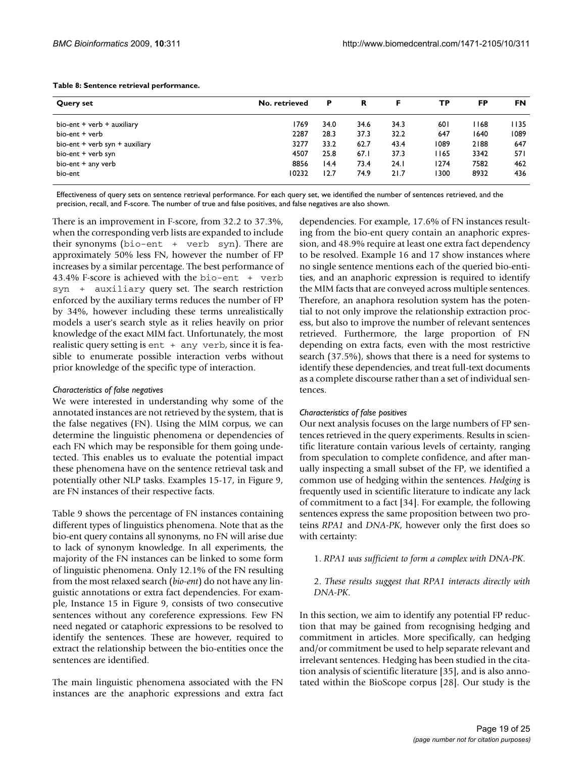**Table 8: Sentence retrieval performance.**

| Query set | No. retrieved | P | R | F | TP | FP | FN |
| --- | --- | --- | --- | --- | --- | --- | --- |
| bio-ent + verb + auxiliary | 1769 | 34.0 | 34.6 | 34.3 | 601 | 1168 | 1135 |
| bio-ent + verb | 2287 | 28.3 | 37.3 | 32.2 | 647 | 1640 | 1089 |
| bio-ent + verb syn + auxiliary | 3277 | 33.2 | 62.7 | 43.4 | 1089 | 2188 | 647 |
| bio-ent + verb syn | 4507 | 25.8 | 67.1 | 37.3 | 1165 | 3342 | 571 |
| bio-ent + any verb | 8856 | 14.4 | 73.4 | 24.1 | 1274 | 7582 | 462 |
| bio-ent | 10232 | 12.7 | 74.9 | 21.7 | 1300 | 8932 | 436 |

Effectiveness of query sets on sentence retrieval performance. For each query set, we identified the number of sentences retrieved, and the precision, recall, and F-score. The number of true and false positives, and false negatives are also shown.

There is an improvement in F-score, from 32.2 to 37.3%, when the corresponding verb lists are expanded to include their synonyms (`bio-ent + verb syn`). There are approximately 50% less FN, however the number of FP increases by a similar percentage. The best performance of 43.4% F-score is achieved with the `bio-ent + verb syn + auxiliary` query set. The search restriction enforced by the auxiliary terms reduces the number of FP by 34%, however including these terms unrealistically models a user's search style as it relies heavily on prior knowledge of the exact MIM fact. Unfortunately, the most realistic query setting is `ent + any verb`, since it is feasible to enumerate possible interaction verbs without prior knowledge of the specific type of interaction.

#### *Characteristics of false negatives*

We were interested in understanding why some of the annotated instances are not retrieved by the system, that is the false negatives (FN). Using the MIM corpus, we can determine the linguistic phenomena or dependencies of each FN which may be responsible for them going undetected. This enables us to evaluate the potential impact these phenomena have on the sentence retrieval task and potentially other NLP tasks. Examples 15-17, in Figure 9, are FN instances of their respective facts.

Table 9 shows the percentage of FN instances containing different types of linguistics phenomena. Note that as the bio-ent query contains all synonyms, no FN will arise due to lack of synonym knowledge. In all experiments, the majority of the FN instances can be linked to some form of linguistic phenomena. Only 12.1% of the FN resulting from the most relaxed search (*bio-ent*) do not have any linguistic annotations or extra fact dependencies. For example, Instance 15 in Figure 9, consists of two consecutive sentences without any coreference expressions. Few FN need negated or cataphoric expressions to be resolved to identify the sentences. These are however, required to extract the relationship between the bio-entities once the sentences are identified.

The main linguistic phenomena associated with the FN instances are the anaphoric expressions and extra fact dependencies. For example, 17.6% of FN instances resulting from the bio-ent query contain an anaphoric expression, and 48.9% require at least one extra fact dependency to be resolved. Example 16 and 17 show instances where no single sentence mentions each of the queried bio-entities, and an anaphoric expression is required to identify the MIM facts that are conveyed across multiple sentences. Therefore, an anaphora resolution system has the potential to not only improve the relationship extraction process, but also to improve the number of relevant sentences retrieved. Furthermore, the large proportion of FN depending on extra facts, even with the most restrictive search (37.5%), shows that there is a need for systems to identify these dependencies, and treat full-text documents as a complete discourse rather than a set of individual sentences.

#### *Characteristics of false positives*

Our next analysis focuses on the large numbers of FP sentences retrieved in the query experiments. Results in scientific literature contain various levels of certainty, ranging from speculation to complete confidence, and after manually inspecting a small subset of the FP, we identified a common use of hedging within the sentences. *Hedging* is frequently used in scientific literature to indicate any lack of commitment to a fact [34]. For example, the following sentences express the same proposition between two proteins *RPA1* and *DNA-PK*, however only the first does so with certainty:

1. *RPA1 was sufficient to form a complex with DNA-PK.*

2. *These results suggest that RPA1 interacts directly with DNA-PK.*

In this section, we aim to identify any potential FP reduction that may be gained from recognising hedging and commitment in articles. More specifically, can hedging and/or commitment be used to help separate relevant and irrelevant sentences. Hedging has been studied in the citation analysis of scientific literature [35], and is also annotated within the BioScope corpus [28]. Our study is the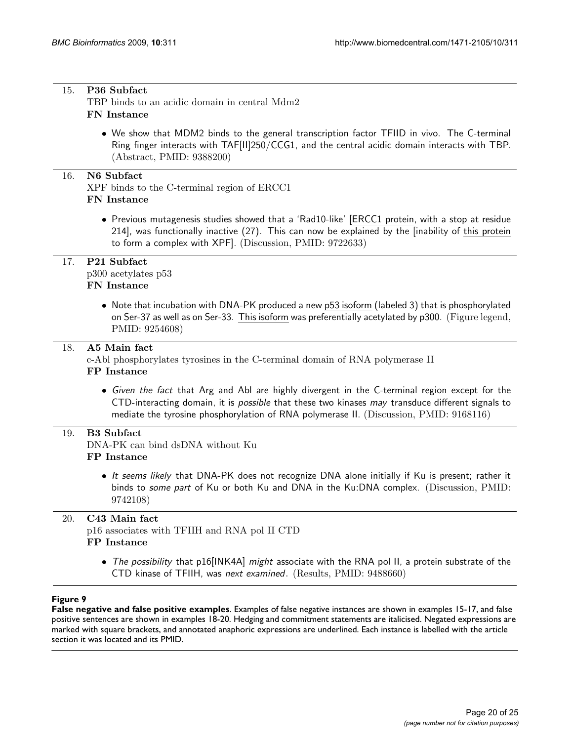15. **P36 Subfact**

    TBP binds to an acidic domain in central Mdm2

    **FN Instance**

    - We show that MDM2 binds to the general transcription factor TFIID in vivo. The C-terminal Ring finger interacts with TAF[II]250/CCG1, and the central acidic domain interacts with TBP. (Abstract, PMID: 9388200)

16. **N6 Subfact**

    XPF binds to the C-terminal region of ERCC1

    **FN Instance**

    - Previous mutagenesis studies showed that a 'Rad10-like' [ERCC1 protein, with a stop at residue 214], was functionally inactive (27). This can now be explained by the [inability of this protein to form a complex with XPF]. (Discussion, PMID: 9722633)

17. **P21 Subfact**

    p300 acetylates p53

    **FN Instance**

    - Note that incubation with DNA-PK produced a new p53 isoform (labeled 3) that is phosphorylated on Ser-37 as well as on Ser-33. This isoform was preferentially acetylated by p300. (Figure legend, PMID: 9254608)

18. **A5 Main fact**

    c-Abl phosphorylates tyrosines in the C-terminal domain of RNA polymerase II

    **FP Instance**

    - *Given the fact* that Arg and Abl are highly divergent in the C-terminal region except for the CTD-interacting domain, it is *possible* that these two kinases *may* transduce different signals to mediate the tyrosine phosphorylation of RNA polymerase II. (Discussion, PMID: 9168116)

19. **B3 Subfact**

    DNA-PK can bind dsDNA without Ku

    **FP Instance**

    - *It seems likely* that DNA-PK does not recognize DNA alone initially if Ku is present; rather it binds to *some part* of Ku or both Ku and DNA in the Ku:DNA complex. (Discussion, PMID: 9742108)

20. **C43 Main fact**

    p16 associates with TFIIH and RNA pol II CTD

    **FP Instance**

    - *The possibility* that p16[INK4A] *might* associate with the RNA pol II, a protein substrate of the CTD kinase of TFIIH, was *next examined*. (Results, PMID: 9488660)

**Figure 9**

**False negative and false positive examples**. Examples of false negative instances are shown in examples 15-17, and false positive sentences are shown in examples 18-20. Hedging and commitment statements are italicised. Negated expressions are marked with square brackets, and annotated anaphoric expressions are underlined. Each instance is labelled with the article section it was located and its PMID.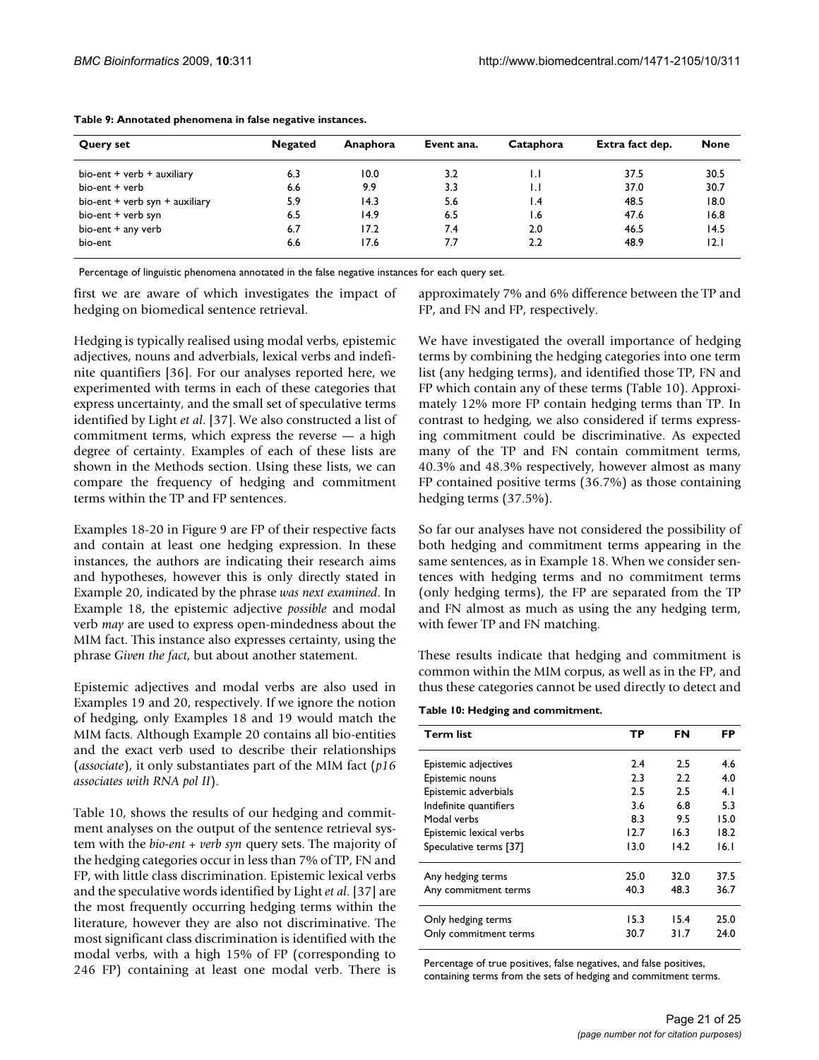**Table 9: Annotated phenomena in false negative instances.**

| Query set | Negated | Anaphora | Event ana. | Cataphora | Extra fact dep. | None |
|---|---|---|---|---|---|---|
| bio-ent + verb + auxiliary | 6.3 | 10.0 | 3.2 | 1.1 | 37.5 | 30.5 |
| bio-ent + verb | 6.6 | 9.9 | 3.3 | 1.1 | 37.0 | 30.7 |
| bio-ent + verb syn + auxiliary | 5.9 | 14.3 | 5.6 | 1.4 | 48.5 | 18.0 |
| bio-ent + verb syn | 6.5 | 14.9 | 6.5 | 1.6 | 47.6 | 16.8 |
| bio-ent + any verb | 6.7 | 17.2 | 7.4 | 2.0 | 46.5 | 14.5 |
| bio-ent | 6.6 | 17.6 | 7.7 | 2.2 | 48.9 | 12.1 |

Percentage of linguistic phenomena annotated in the false negative instances for each query set.

first we are aware of which investigates the impact of hedging on biomedical sentence retrieval.

Hedging is typically realised using modal verbs, epistemic adjectives, nouns and adverbials, lexical verbs and indefinite quantifiers [36]. For our analyses reported here, we experimented with terms in each of these categories that express uncertainty, and the small set of speculative terms identified by Light *et al*. [37]. We also constructed a list of commitment terms, which express the reverse — a high degree of certainty. Examples of each of these lists are shown in the Methods section. Using these lists, we can compare the frequency of hedging and commitment terms within the TP and FP sentences.

Examples 18-20 in Figure 9 are FP of their respective facts and contain at least one hedging expression. In these instances, the authors are indicating their research aims and hypotheses, however this is only directly stated in Example 20, indicated by the phrase *was next examined*. In Example 18, the epistemic adjective *possible* and modal verb *may* are used to express open-mindedness about the MIM fact. This instance also expresses certainty, using the phrase *Given the fact*, but about another statement.

Epistemic adjectives and modal verbs are also used in Examples 19 and 20, respectively. If we ignore the notion of hedging, only Examples 18 and 19 would match the MIM facts. Although Example 20 contains all bio-entities and the exact verb used to describe their relationships (*associate*), it only substantiates part of the MIM fact (*p16 associates with RNA pol II*).

Table 10, shows the results of our hedging and commitment analyses on the output of the sentence retrieval system with the *bio-ent + verb syn* query sets. The majority of the hedging categories occur in less than 7% of TP, FN and FP, with little class discrimination. Epistemic lexical verbs and the speculative words identified by Light *et al*. [37] are the most frequently occurring hedging terms within the literature, however they are also not discriminative. The most significant class discrimination is identified with the modal verbs, with a high 15% of FP (corresponding to 246 FP) containing at least one modal verb. There is approximately 7% and 6% difference between the TP and FP, and FN and FP, respectively.

We have investigated the overall importance of hedging terms by combining the hedging categories into one term list (any hedging terms), and identified those TP, FN and FP which contain any of these terms (Table 10). Approximately 12% more FP contain hedging terms than TP. In contrast to hedging, we also considered if terms expressing commitment could be discriminative. As expected many of the TP and FN contain commitment terms, 40.3% and 48.3% respectively, however almost as many FP contained positive terms (36.7%) as those containing hedging terms (37.5%).

So far our analyses have not considered the possibility of both hedging and commitment terms appearing in the same sentences, as in Example 18. When we consider sentences with hedging terms and no commitment terms (only hedging terms), the FP are separated from the TP and FN almost as much as using the any hedging term, with fewer TP and FN matching.

These results indicate that hedging and commitment is common within the MIM corpus, as well as in the FP, and thus these categories cannot be used directly to detect and

**Table 10: Hedging and commitment.**

| Term list | TP | FN | FP |
|---|---|---|---|
| Epistemic adjectives | 2.4 | 2.5 | 4.6 |
| Epistemic nouns | 2.3 | 2.2 | 4.0 |
| Epistemic adverbials | 2.5 | 2.5 | 4.1 |
| Indefinite quantifiers | 3.6 | 6.8 | 5.3 |
| Modal verbs | 8.3 | 9.5 | 15.0 |
| Epistemic lexical verbs | 12.7 | 16.3 | 18.2 |
| Speculative terms [37] | 13.0 | 14.2 | 16.1 |
| Any hedging terms | 25.0 | 32.0 | 37.5 |
| Any commitment terms | 40.3 | 48.3 | 36.7 |
| Only hedging terms | 15.3 | 15.4 | 25.0 |
| Only commitment terms | 30.7 | 31.7 | 24.0 |

Percentage of true positives, false negatives, and false positives, containing terms from the sets of hedging and commitment terms.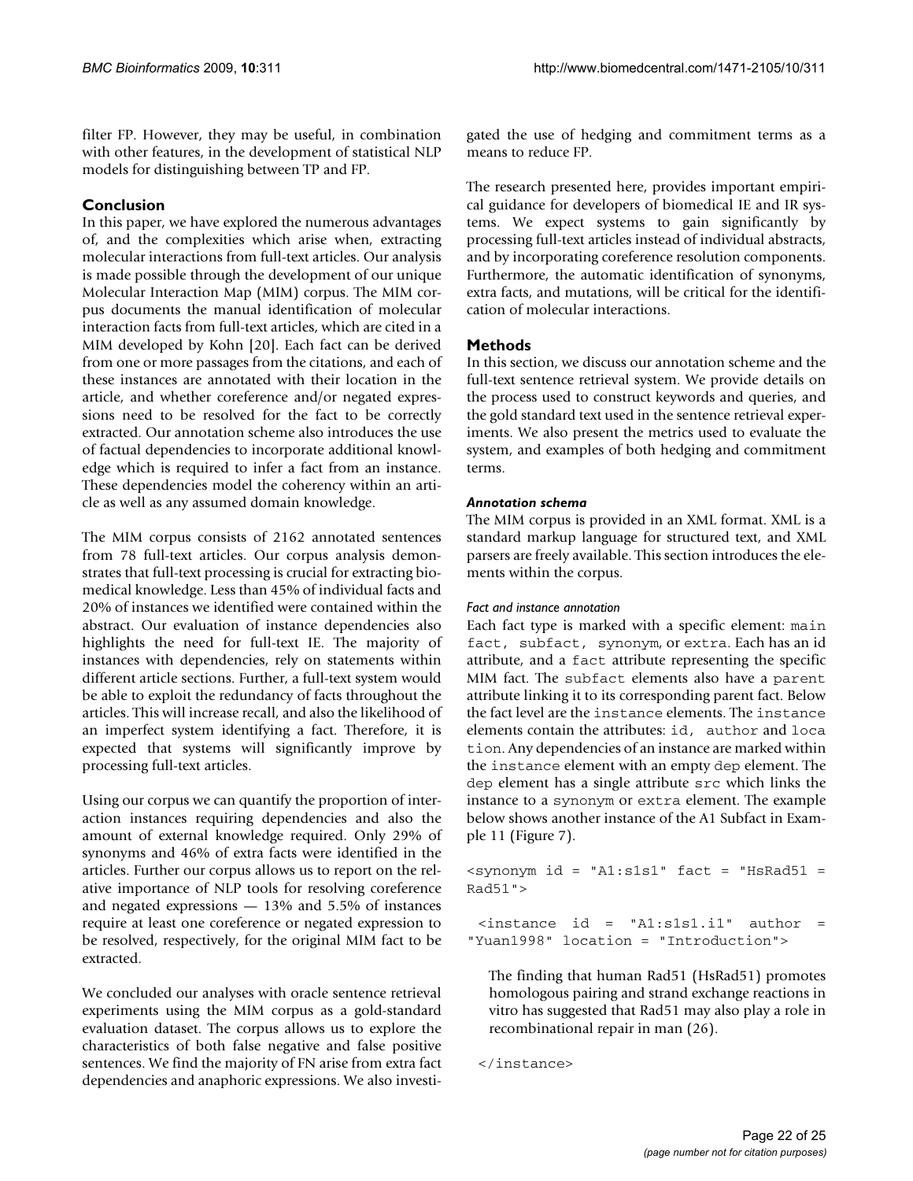filter FP. However, they may be useful, in combination with other features, in the development of statistical NLP models for distinguishing between TP and FP.

## Conclusion

In this paper, we have explored the numerous advantages of, and the complexities which arise when, extracting molecular interactions from full-text articles. Our analysis is made possible through the development of our unique Molecular Interaction Map (MIM) corpus. The MIM corpus documents the manual identification of molecular interaction facts from full-text articles, which are cited in a MIM developed by Kohn [20]. Each fact can be derived from one or more passages from the citations, and each of these instances are annotated with their location in the article, and whether coreference and/or negated expressions need to be resolved for the fact to be correctly extracted. Our annotation scheme also introduces the use of factual dependencies to incorporate additional knowledge which is required to infer a fact from an instance. These dependencies model the coherency within an article as well as any assumed domain knowledge.

The MIM corpus consists of 2162 annotated sentences from 78 full-text articles. Our corpus analysis demonstrates that full-text processing is crucial for extracting biomedical knowledge. Less than 45% of individual facts and 20% of instances we identified were contained within the abstract. Our evaluation of instance dependencies also highlights the need for full-text IE. The majority of instances with dependencies, rely on statements within different article sections. Further, a full-text system would be able to exploit the redundancy of facts throughout the articles. This will increase recall, and also the likelihood of an imperfect system identifying a fact. Therefore, it is expected that systems will significantly improve by processing full-text articles.

Using our corpus we can quantify the proportion of interaction instances requiring dependencies and also the amount of external knowledge required. Only 29% of synonyms and 46% of extra facts were identified in the articles. Further our corpus allows us to report on the relative importance of NLP tools for resolving coreference and negated expressions — 13% and 5.5% of instances require at least one coreference or negated expression to be resolved, respectively, for the original MIM fact to be extracted.

We concluded our analyses with oracle sentence retrieval experiments using the MIM corpus as a gold-standard evaluation dataset. The corpus allows us to explore the characteristics of both false negative and false positive sentences. We find the majority of FN arise from extra fact dependencies and anaphoric expressions. We also investigated the use of hedging and commitment terms as a means to reduce FP.

The research presented here, provides important empirical guidance for developers of biomedical IE and IR systems. We expect systems to gain significantly by processing full-text articles instead of individual abstracts, and by incorporating coreference resolution components. Furthermore, the automatic identification of synonyms, extra facts, and mutations, will be critical for the identification of molecular interactions.

## Methods

In this section, we discuss our annotation scheme and the full-text sentence retrieval system. We provide details on the process used to construct keywords and queries, and the gold standard text used in the sentence retrieval experiments. We also present the metrics used to evaluate the system, and examples of both hedging and commitment terms.

### *Annotation schema*

The MIM corpus is provided in an XML format. XML is a standard markup language for structured text, and XML parsers are freely available. This section introduces the elements within the corpus.

#### *Fact and instance annotation*

Each fact type is marked with a specific element: `main fact`, `subfact`, `synonym`, or `extra`. Each has an id attribute, and a `fact` attribute representing the specific MIM fact. The `subfact` elements also have a `parent` attribute linking it to its corresponding parent fact. Below the fact level are the `instance` elements. The `instance` elements contain the attributes: `id`, `author` and `location`. Any dependencies of an instance are marked within the `instance` element with an empty `dep` element. The `dep` element has a single attribute `src` which links the instance to a `synonym` or `extra` element. The example below shows another instance of the A1 Subfact in Example 11 (Figure 7).

```
<synonym id = "A1:s1s1" fact = "HsRad51 = Rad51">

  <instance id = "A1:s1s1.i1" author = "Yuan1998" location = "Introduction">
```

The finding that human Rad51 (HsRad51) promotes homologous pairing and strand exchange reactions in vitro has suggested that Rad51 may also play a role in recombinational repair in man (26).

```
  </instance>
```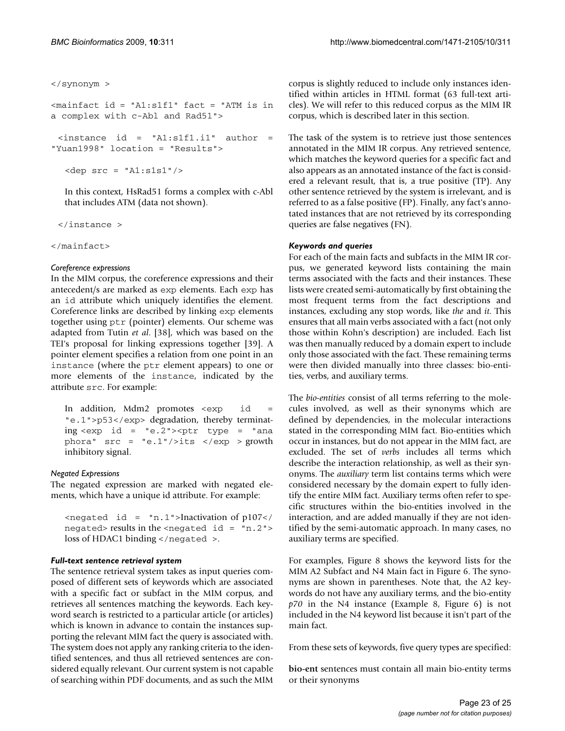```
</synonym >

<mainfact id = "A1:s1f1" fact = "ATM is in a complex with c-Abl and Rad51">

  <instance id = "A1:s1f1.i1" author = "Yuan1998" location = "Results">

    <dep src = "A1:s1s1"/>

    In this context, HsRad51 forms a complex with c-Abl that includes ATM (data not shown).

  </instance >

</mainfact>
```

#### *Coreference expressions*

In the MIM corpus, the coreference expressions and their antecedent/s are marked as `exp` elements. Each `exp` has an `id` attribute which uniquely identifies the element. Coreference links are described by linking `exp` elements together using `ptr` (pointer) elements. Our scheme was adapted from Tutin *et al*. [38], which was based on the TEI's proposal for linking expressions together [39]. A pointer element specifies a relation from one point in an `instance` (where the `ptr` element appears) to one or more elements of the `instance`, indicated by the attribute `src`. For example:

> In addition, Mdm2 promotes `<exp id = "e.1">p53</exp>` degradation, thereby terminating `<exp id = "e.2"><ptr type = "anaphora" src = "e.1"/>its </exp >` growth inhibitory signal.

#### *Negated Expressions*

The negated expression are marked with negated elements, which have a unique id attribute. For example:

> `<negated id = "n.1">`Inactivation of p107`</negated>` results in the `<negated id = "n.2">` loss of HDAC1 binding `</negated >`.

### *Full-text sentence retrieval system*

The sentence retrieval system takes as input queries composed of different sets of keywords which are associated with a specific fact or subfact in the MIM corpus, and retrieves all sentences matching the keywords. Each keyword search is restricted to a particular article (or articles) which is known in advance to contain the instances supporting the relevant MIM fact the query is associated with. The system does not apply any ranking criteria to the identified sentences, and thus all retrieved sentences are considered equally relevant. Our current system is not capable of searching within PDF documents, and as such the MIM corpus is slightly reduced to include only instances identified within articles in HTML format (63 full-text articles). We will refer to this reduced corpus as the MIM IR corpus, which is described later in this section.

The task of the system is to retrieve just those sentences annotated in the MIM IR corpus. Any retrieved sentence, which matches the keyword queries for a specific fact and also appears as an annotated instance of the fact is considered a relevant result, that is, a true positive (TP). Any other sentence retrieved by the system is irrelevant, and is referred to as a false positive (FP). Finally, any fact's annotated instances that are not retrieved by its corresponding queries are false negatives (FN).

### *Keywords and queries*

For each of the main facts and subfacts in the MIM IR corpus, we generated keyword lists containing the main terms associated with the facts and their instances. These lists were created semi-automatically by first obtaining the most frequent terms from the fact descriptions and instances, excluding any stop words, like *the* and *it*. This ensures that all main verbs associated with a fact (not only those within Kohn's description) are included. Each list was then manually reduced by a domain expert to include only those associated with the fact. These remaining terms were then divided manually into three classes: bio-entities, verbs, and auxiliary terms.

The *bio-entities* consist of all terms referring to the molecules involved, as well as their synonyms which are defined by dependencies, in the molecular interactions stated in the corresponding MIM fact. Bio-entities which occur in instances, but do not appear in the MIM fact, are excluded. The set of *verbs* includes all terms which describe the interaction relationship, as well as their synonyms. The *auxiliary* term list contains terms which were considered necessary by the domain expert to fully identify the entire MIM fact. Auxiliary terms often refer to specific structures within the bio-entities involved in the interaction, and are added manually if they are not identified by the semi-automatic approach. In many cases, no auxiliary terms are specified.

For examples, Figure 8 shows the keyword lists for the MIM A2 Subfact and N4 Main fact in Figure 6. The synonyms are shown in parentheses. Note that, the A2 keywords do not have any auxiliary terms, and the bio-entity *p70* in the N4 instance (Example 8, Figure 6) is not included in the N4 keyword list because it isn't part of the main fact.

From these sets of keywords, five query types are specified:

**bio-ent** sentences must contain all main bio-entity terms or their synonyms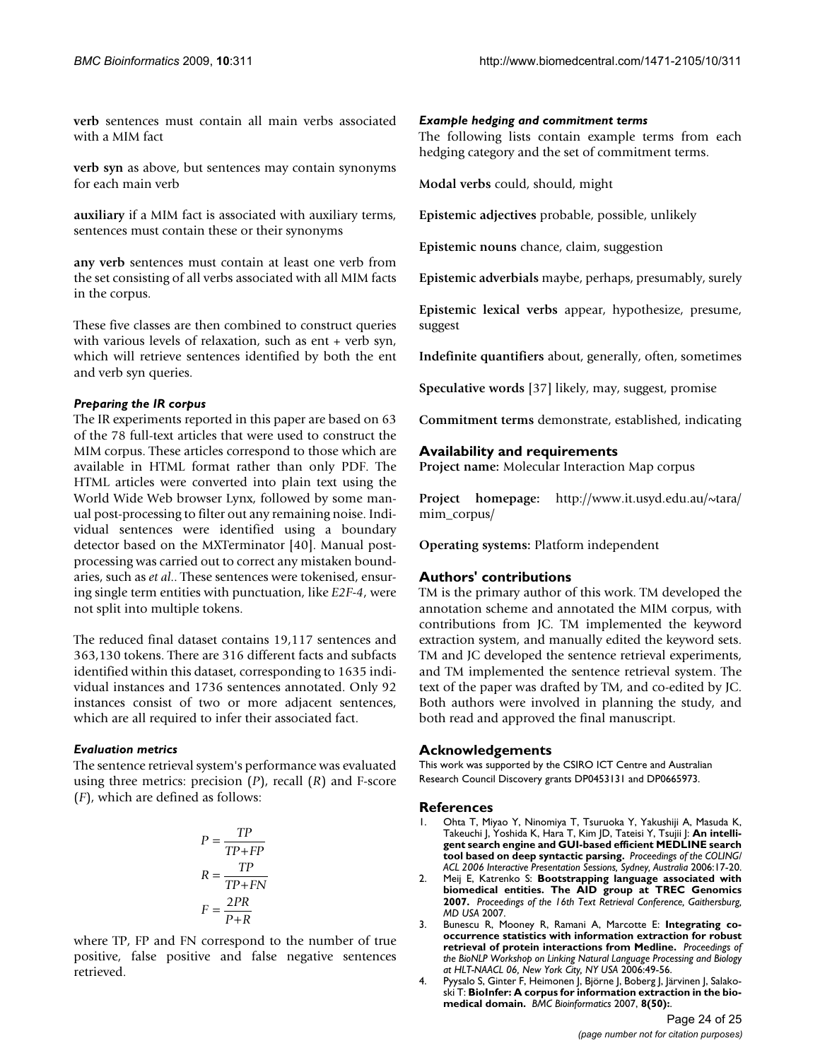**verb** sentences must contain all main verbs associated with a MIM fact

**verb syn** as above, but sentences may contain synonyms for each main verb

**auxiliary** if a MIM fact is associated with auxiliary terms, sentences must contain these or their synonyms

**any verb** sentences must contain at least one verb from the set consisting of all verbs associated with all MIM facts in the corpus.

These five classes are then combined to construct queries with various levels of relaxation, such as ent + verb syn, which will retrieve sentences identified by both the ent and verb syn queries.

### *Preparing the IR corpus*

The IR experiments reported in this paper are based on 63 of the 78 full-text articles that were used to construct the MIM corpus. These articles correspond to those which are available in HTML format rather than only PDF. The HTML articles were converted into plain text using the World Wide Web browser Lynx, followed by some manual post-processing to filter out any remaining noise. Individual sentences were identified using a boundary detector based on the MXTerminator [40]. Manual post-processing was carried out to correct any mistaken boundaries, such as *et al.*. These sentences were tokenised, ensuring single term entities with punctuation, like *E2F-4*, were not split into multiple tokens.

The reduced final dataset contains 19,117 sentences and 363,130 tokens. There are 316 different facts and subfacts identified within this dataset, corresponding to 1635 individual instances and 1736 sentences annotated. Only 92 instances consist of two or more adjacent sentences, which are all required to infer their associated fact.

### *Evaluation metrics*

The sentence retrieval system's performance was evaluated using three metrics: precision ($P$), recall ($R$) and F-score ($F$), which are defined as follows:

$$P = \frac{TP}{TP+FP}$$

$$R = \frac{TP}{TP+FN}$$

$$F = \frac{2PR}{P+R}$$

where TP, FP and FN correspond to the number of true positive, false positive and false negative sentences retrieved.

### *Example hedging and commitment terms*

The following lists contain example terms from each hedging category and the set of commitment terms.

**Modal verbs** could, should, might

**Epistemic adjectives** probable, possible, unlikely

**Epistemic nouns** chance, claim, suggestion

**Epistemic adverbials** maybe, perhaps, presumably, surely

**Epistemic lexical verbs** appear, hypothesize, presume, suggest

**Indefinite quantifiers** about, generally, often, sometimes

**Speculative words** [37] likely, may, suggest, promise

**Commitment terms** demonstrate, established, indicating

## Availability and requirements

**Project name:** Molecular Interaction Map corpus

**Project homepage:** http://www.it.usyd.edu.au/~tara/mim_corpus/

**Operating systems:** Platform independent

## Authors' contributions

TM is the primary author of this work. TM developed the annotation scheme and annotated the MIM corpus, with contributions from JC. TM implemented the keyword extraction system, and manually edited the keyword sets. TM and JC developed the sentence retrieval experiments, and TM implemented the sentence retrieval system. The text of the paper was drafted by TM, and co-edited by JC. Both authors were involved in planning the study, and both read and approved the final manuscript.

## Acknowledgements

This work was supported by the CSIRO ICT Centre and Australian Research Council Discovery grants DP0453131 and DP0665973.

## References

1. Ohta T, Miyao Y, Ninomiya T, Tsuruoka Y, Yakushiji A, Masuda K, Takeuchi J, Yoshida K, Hara T, Kim JD, Tateisi Y, Tsujii J: **An intelligent search engine and GUI-based efficient MEDLINE search tool based on deep syntactic parsing.** *Proceedings of the COLING/ACL 2006 Interactive Presentation Sessions, Sydney, Australia* 2006:17-20.
2. Meij E, Katrenko S: **Bootstrapping language associated with biomedical entities. The AID group at TREC Genomics 2007.** *Proceedings of the 16th Text Retrieval Conference, Gaithersburg, MD USA* 2007.
3. Bunescu R, Mooney R, Ramani A, Marcotte E: **Integrating co-occurrence statistics with information extraction for robust retrieval of protein interactions from Medline.** *Proceedings of the BioNLP Workshop on Linking Natural Language Processing and Biology at HLT-NAACL 06, New York City, NY USA* 2006:49-56.
4. Pyysalo S, Ginter F, Heimonen J, Björne J, Boberg J, Järvinen J, Salakoski T: **BioInfer: A corpus for information extraction in the biomedical domain.** *BMC Bioinformatics* 2007, **8(50)**:.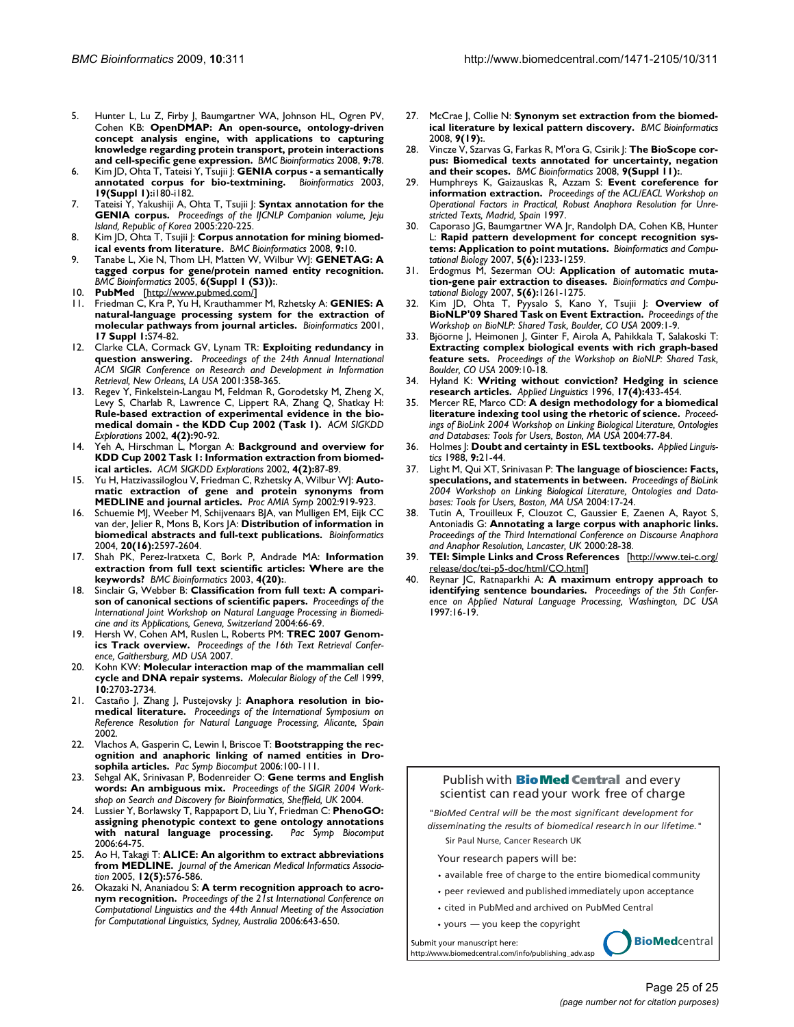5. Hunter L, Lu Z, Firby J, Baumgartner WA, Johnson HL, Ogren PV, Cohen KB: **OpenDMAP: An open-source, ontology-driven concept analysis engine, with applications to capturing knowledge regarding protein transport, protein interactions and cell-specific gene expression.** *BMC Bioinformatics* 2008, **9:**78.
6. Kim JD, Ohta T, Tateisi Y, Tsujii J: **GENIA corpus - a semantically annotated corpus for bio-textmining.** *Bioinformatics* 2003, **19(Suppl 1):**i180-i182.
7. Tateisi Y, Yakushiji A, Ohta T, Tsujii J: **Syntax annotation for the GENIA corpus.** *Proceedings of the IJCNLP Companion volume, Jeju Island, Republic of Korea* 2005:220-225.
8. Kim JD, Ohta T, Tsujii J: **Corpus annotation for mining biomedical events from literature.** *BMC Bioinformatics* 2008, **9:**10.
9. Tanabe L, Xie N, Thom LH, Matten W, Wilbur WJ: **GENETAG: A tagged corpus for gene/protein named entity recognition.** *BMC Bioinformatics* 2005, **6(Suppl 1 (S3)):**.
10. **PubMed** [http://www.pubmed.com/]
11. Friedman C, Kra P, Yu H, Krauthammer M, Rzhetsky A: **GENIES: A natural-language processing system for the extraction of molecular pathways from journal articles.** *Bioinformatics* 2001, **17 Suppl 1:**S74-82.
12. Clarke CLA, Cormack GV, Lynam TR: **Exploiting redundancy in question answering.** *Proceedings of the 24th Annual International ACM SIGIR Conference on Research and Development in Information Retrieval, New Orleans, LA USA* 2001:358-365.
13. Regev Y, Finkelstein-Langau M, Feldman R, Gorodetsky M, Zheng X, Levy S, Charlab R, Lawrence C, Lippert RA, Zhang Q, Shatkay H: **Rule-based extraction of experimental evidence in the biomedical domain - the KDD Cup 2002 (Task 1).** *ACM SIGKDD Explorations* 2002, **4(2):**90-92.
14. Yeh A, Hirschman L, Morgan A: **Background and overview for KDD Cup 2002 Task 1: Information extraction from biomedical articles.** *ACM SIGKDD Explorations* 2002, **4(2):**87-89.
15. Yu H, Hatzivassiloglou V, Friedman C, Rzhetsky A, Wilbur WJ: **Automatic extraction of gene and protein synonyms from MEDLINE and journal articles.** *Proc AMIA Symp* 2002:919-923.
16. Schuemie MJ, Weeber M, Schijvenaars BJA, van Mulligen EM, Eijk CC van der, Jelier R, Mons B, Kors JA: **Distribution of information in biomedical abstracts and full-text publications.** *Bioinformatics* 2004, **20(16):**2597-2604.
17. Shah PK, Perez-Iratxeta C, Bork P, Andrade MA: **Information extraction from full text scientific articles: Where are the keywords?** *BMC Bioinformatics* 2003, **4(20):**.
18. Sinclair G, Webber B: **Classification from full text: A comparison of canonical sections of scientific papers.** *Proceedings of the International Joint Workshop on Natural Language Processing in Biomedicine and its Applications, Geneva, Switzerland* 2004:66-69.
19. Hersh W, Cohen AM, Ruslen L, Roberts PM: **TREC 2007 Genomics Track overview.** *Proceedings of the 16th Text Retrieval Conference, Gaithersburg, MD USA* 2007.
20. Kohn KW: **Molecular interaction map of the mammalian cell cycle and DNA repair systems.** *Molecular Biology of the Cell* 1999, **10:**2703-2734.
21. Castaño J, Zhang J, Pustejovsky J: **Anaphora resolution in biomedical literature.** *Proceedings of the International Symposium on Reference Resolution for Natural Language Processing, Alicante, Spain* 2002.
22. Vlachos A, Gasperin C, Lewin I, Briscoe T: **Bootstrapping the recognition and anaphoric linking of named entities in Drosophila articles.** *Pac Symp Biocomput* 2006:100-111.
23. Sehgal AK, Srinivasan P, Bodenreider O: **Gene terms and English words: An ambiguous mix.** *Proceedings of the SIGIR 2004 Workshop on Search and Discovery for Bioinformatics, Sheffield, UK* 2004.
24. Lussier Y, Borlawsky T, Rappaport D, Liu Y, Friedman C: **PhenoGO: assigning phenotypic context to gene ontology annotations with natural language processing.** *Pac Symp Biocomput* 2006:64-75.
25. Ao H, Takagi T: **ALICE: An algorithm to extract abbreviations from MEDLINE.** *Journal of the American Medical Informatics Association* 2005, **12(5):**576-586.
26. Okazaki N, Ananiadou S: **A term recognition approach to acronym recognition.** *Proceedings of the 21st International Conference on Computational Linguistics and the 44th Annual Meeting of the Association for Computational Linguistics, Sydney, Australia* 2006:643-650.
27. McCrae J, Collie N: **Synonym set extraction from the biomedical literature by lexical pattern discovery.** *BMC Bioinformatics* 2008, **9(19):**.
28. Vincze V, Szarvas G, Farkas R, M'ora G, Csirik J: **The BioScope corpus: Biomedical texts annotated for uncertainty, negation and their scopes.** *BMC Bioinformatics* 2008, **9(Suppl 11):**.
29. Humphreys K, Gaizauskas R, Azzam S: **Event coreference for information extraction.** *Proceedings of the ACL/EACL Workshop on Operational Factors in Practical, Robust Anaphora Resolution for Unrestricted Texts, Madrid, Spain* 1997.
30. Caporaso JG, Baumgartner WA Jr, Randolph DA, Cohen KB, Hunter L: **Rapid pattern development for concept recognition systems: Application to point mutations.** *Bioinformatics and Computational Biology* 2007, **5(6):**1233-1259.
31. Erdogmus M, Sezerman OU: **Application of automatic mutation-gene pair extraction to diseases.** *Bioinformatics and Computational Biology* 2007, **5(6):**1261-1275.
32. Kim JD, Ohta T, Pyysalo S, Kano Y, Tsujii J: **Overview of BioNLP'09 Shared Task on Event Extraction.** *Proceedings of the Workshop on BioNLP: Shared Task, Boulder, CO USA* 2009:1-9.
33. Björne J, Heimonen J, Ginter F, Airola A, Pahikkala T, Salakoski T: **Extracting complex biological events with rich graph-based feature sets.** *Proceedings of the Workshop on BioNLP: Shared Task, Boulder, CO USA* 2009:10-18.
34. Hyland K: **Writing without conviction? Hedging in science research articles.** *Applied Linguistics* 1996, **17(4):**433-454.
35. Mercer RE, Marco CD: **A design methodology for a biomedical literature indexing tool using the rhetoric of science.** *Proceedings of BioLink 2004 Workshop on Linking Biological Literature, Ontologies and Databases: Tools for Users, Boston, MA USA* 2004:77-84.
36. Holmes J: **Doubt and certainty in ESL textbooks.** *Applied Linguistics* 1988, **9:**21-44.
37. Light M, Qui XT, Srinivasan P: **The language of bioscience: Facts, speculations, and statements in between.** *Proceedings of BioLink 2004 Workshop on Linking Biological Literature, Ontologies and Databases: Tools for Users, Boston, MA USA* 2004:17-24.
38. Tutin A, Trouilleux F, Clouzot C, Gaussier E, Zaenen A, Rayot S, Antoniadis G: **Annotating a large corpus with anaphoric links.** *Proceedings of the Third International Conference on Discourse Anaphora and Anaphor Resolution, Lancaster, UK* 2000:28-38.
39. **TEI: Simple Links and Cross References** [http://www.tei-c.org/release/doc/tei-p5-doc/html/CO.html]
40. Reynar JC, Ratnaparkhi A: **A maximum entropy approach to identifying sentence boundaries.** *Proceedings of the 5th Conference on Applied Natural Language Processing, Washington, DC USA* 1997:16-19.

Publish with **BioMed Central** and every scientist can read your work free of charge

*"BioMed Central will be the most significant development for disseminating the results of biomedical research in our lifetime."*

Sir Paul Nurse, Cancer Research UK

Your research papers will be:

- available free of charge to the entire biomedical community
- peer reviewed and published immediately upon acceptance
- cited in PubMed and archived on PubMed Central
- yours — you keep the copyright

Submit your manuscript here:
http://www.biomedcentral.com/info/publishing_adv.asp

**BioMed**central